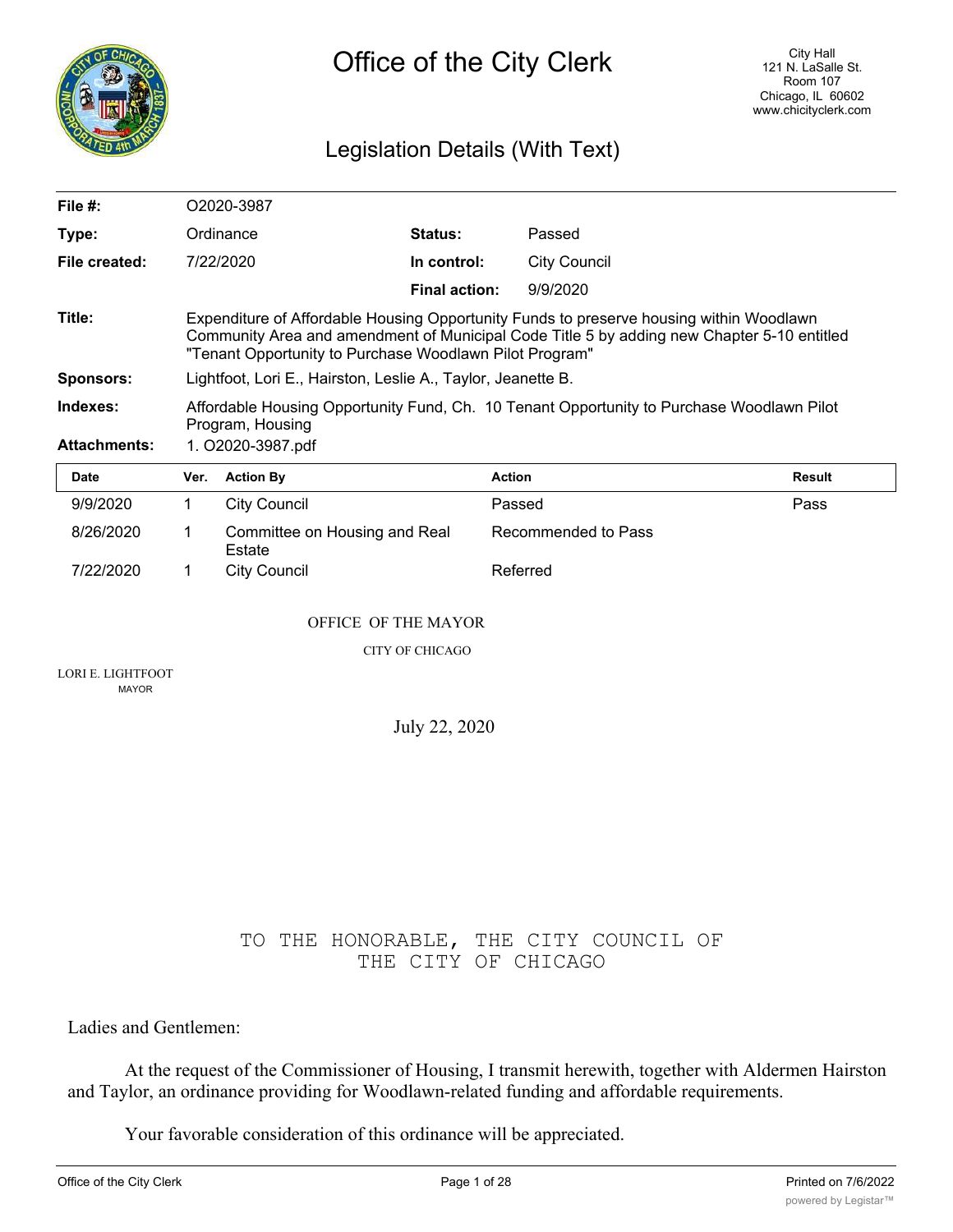# Office of the City Clerk

City Hall
121 N. LaSalle St.
Room 107
Chicago, IL 60602
www.chicityclerk.com

## Legislation Details (With Text)

| | | | |
|---|---|---|---|
| **File #:** | O2020-3987 | | |
| **Type:** | Ordinance | **Status:** | Passed |
| **File created:** | 7/22/2020 | **In control:** | City Council |
| | | **Final action:** | 9/9/2020 |

**Title:** Expenditure of Affordable Housing Opportunity Funds to preserve housing within Woodlawn Community Area and amendment of Municipal Code Title 5 by adding new Chapter 5-10 entitled "Tenant Opportunity to Purchase Woodlawn Pilot Program"

**Sponsors:** Lightfoot, Lori E., Hairston, Leslie A., Taylor, Jeanette B.

**Indexes:** Affordable Housing Opportunity Fund, Ch. 10 Tenant Opportunity to Purchase Woodlawn Pilot Program, Housing

**Attachments:** 1. O2020-3987.pdf

| Date | Ver. | Action By | Action | Result |
|---|---|---|---|---|
| 9/9/2020 | 1 | City Council | Passed | Pass |
| 8/26/2020 | 1 | Committee on Housing and Real Estate | Recommended to Pass | |
| 7/22/2020 | 1 | City Council | Referred | |

OFFICE OF THE MAYOR

CITY OF CHICAGO

LORI E. LIGHTFOOT
MAYOR

July 22, 2020

TO THE HONORABLE, THE CITY COUNCIL OF THE CITY OF CHICAGO

Ladies and Gentlemen:

At the request of the Commissioner of Housing, I transmit herewith, together with Aldermen Hairston and Taylor, an ordinance providing for Woodlawn-related funding and affordable requirements.

Your favorable consideration of this ordinance will be appreciated.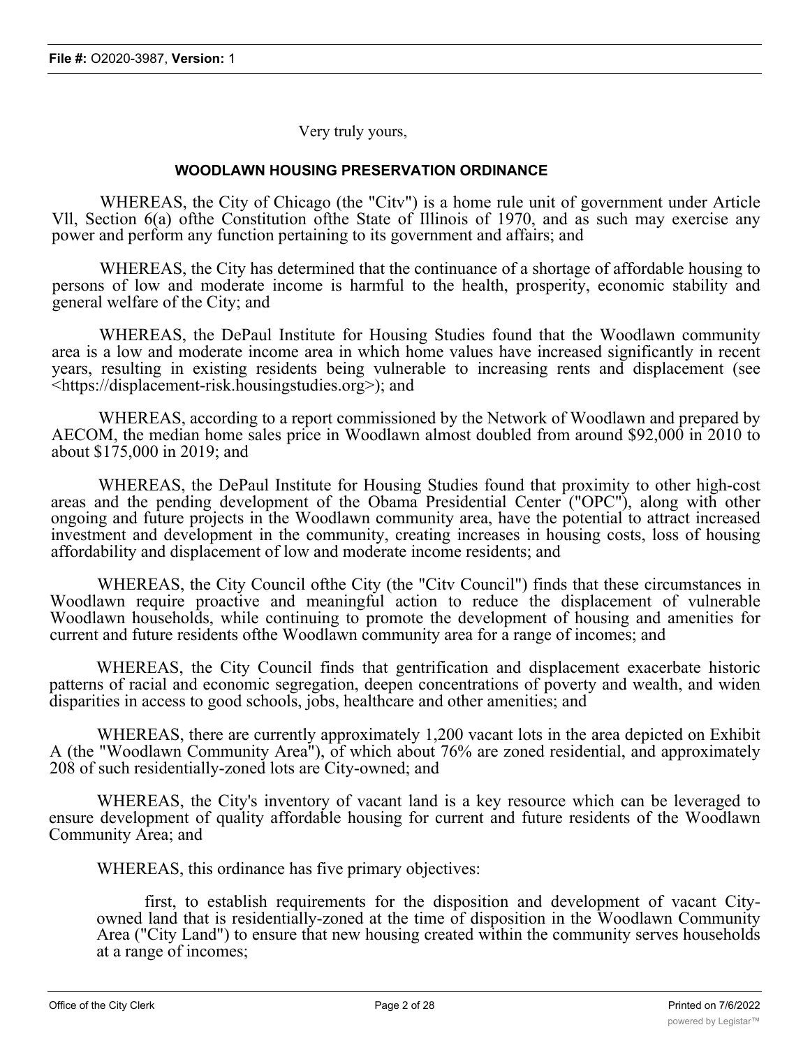Very truly yours,

**WOODLAWN HOUSING PRESERVATION ORDINANCE**

WHEREAS, the City of Chicago (the "Citv") is a home rule unit of government under Article Vll, Section 6(a) ofthe Constitution ofthe State of Illinois of 1970, and as such may exercise any power and perform any function pertaining to its government and affairs; and

WHEREAS, the City has determined that the continuance of a shortage of affordable housing to persons of low and moderate income is harmful to the health, prosperity, economic stability and general welfare of the City; and

WHEREAS, the DePaul Institute for Housing Studies found that the Woodlawn community area is a low and moderate income area in which home values have increased significantly in recent years, resulting in existing residents being vulnerable to increasing rents and displacement (see <https://displacement-risk.housingstudies.org>); and

WHEREAS, according to a report commissioned by the Network of Woodlawn and prepared by AECOM, the median home sales price in Woodlawn almost doubled from around $92,000 in 2010 to about $175,000 in 2019; and

WHEREAS, the DePaul Institute for Housing Studies found that proximity to other high-cost areas and the pending development of the Obama Presidential Center ("OPC"), along with other ongoing and future projects in the Woodlawn community area, have the potential to attract increased investment and development in the community, creating increases in housing costs, loss of housing affordability and displacement of low and moderate income residents; and

WHEREAS, the City Council ofthe City (the "Citv Council") finds that these circumstances in Woodlawn require proactive and meaningful action to reduce the displacement of vulnerable Woodlawn households, while continuing to promote the development of housing and amenities for current and future residents ofthe Woodlawn community area for a range of incomes; and

WHEREAS, the City Council finds that gentrification and displacement exacerbate historic patterns of racial and economic segregation, deepen concentrations of poverty and wealth, and widen disparities in access to good schools, jobs, healthcare and other amenities; and

WHEREAS, there are currently approximately 1,200 vacant lots in the area depicted on Exhibit A (the "Woodlawn Community Area"), of which about 76% are zoned residential, and approximately 208 of such residentially-zoned lots are City-owned; and

WHEREAS, the City's inventory of vacant land is a key resource which can be leveraged to ensure development of quality affordable housing for current and future residents of the Woodlawn Community Area; and

WHEREAS, this ordinance has five primary objectives:

first, to establish requirements for the disposition and development of vacant City-owned land that is residentially-zoned at the time of disposition in the Woodlawn Community Area ("City Land") to ensure that new housing created within the community serves households at a range of incomes;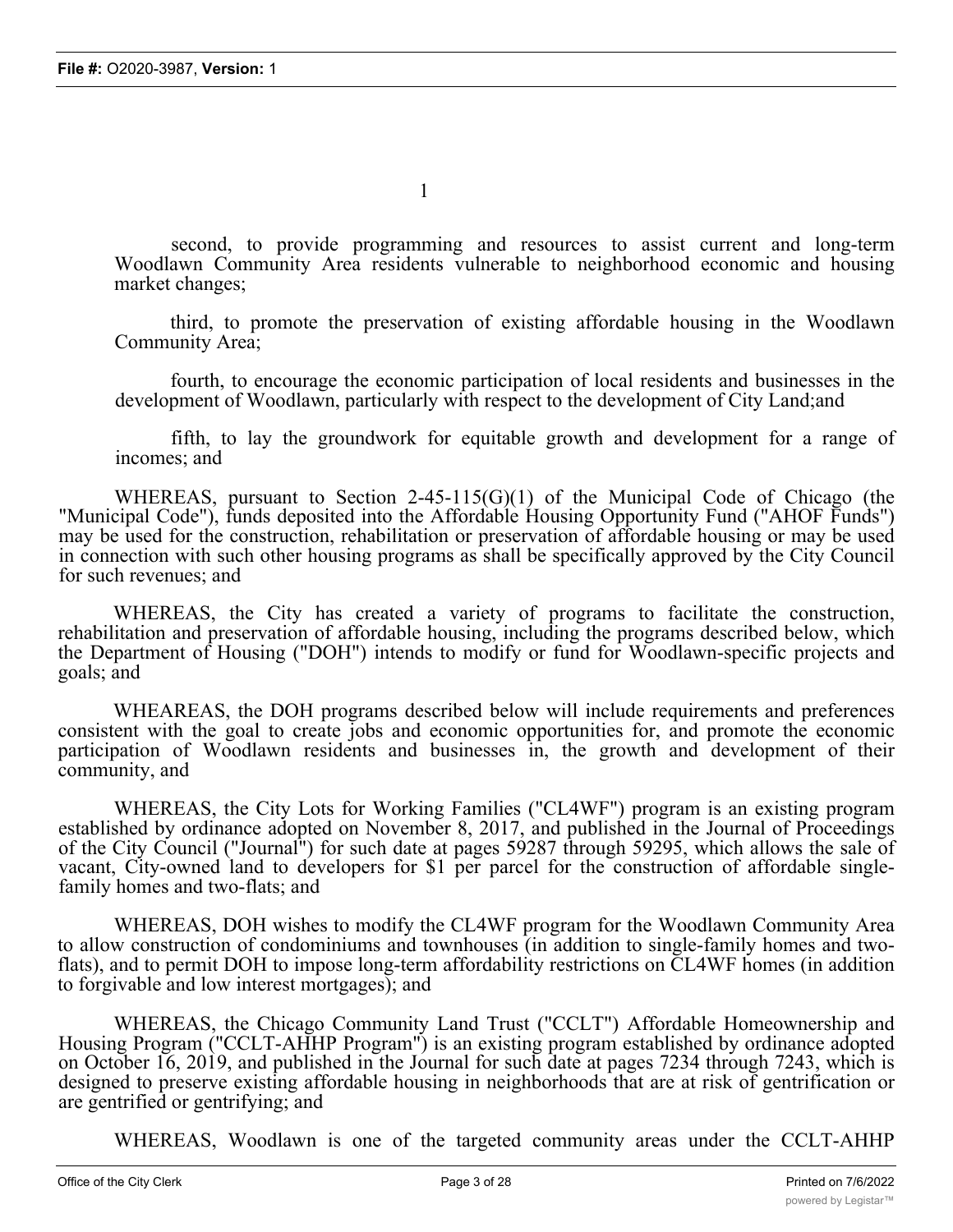second, to provide programming and resources to assist current and long-term Woodlawn Community Area residents vulnerable to neighborhood economic and housing market changes;

third, to promote the preservation of existing affordable housing in the Woodlawn Community Area;

fourth, to encourage the economic participation of local residents and businesses in the development of Woodlawn, particularly with respect to the development of City Land;and

fifth, to lay the groundwork for equitable growth and development for a range of incomes; and

WHEREAS, pursuant to Section 2-45-115(G)(1) of the Municipal Code of Chicago (the "Municipal Code"), funds deposited into the Affordable Housing Opportunity Fund ("AHOF Funds") may be used for the construction, rehabilitation or preservation of affordable housing or may be used in connection with such other housing programs as shall be specifically approved by the City Council for such revenues; and

WHEREAS, the City has created a variety of programs to facilitate the construction, rehabilitation and preservation of affordable housing, including the programs described below, which the Department of Housing ("DOH") intends to modify or fund for Woodlawn-specific projects and goals; and

WHEAREAS, the DOH programs described below will include requirements and preferences consistent with the goal to create jobs and economic opportunities for, and promote the economic participation of Woodlawn residents and businesses in, the growth and development of their community, and

WHEREAS, the City Lots for Working Families ("CL4WF") program is an existing program established by ordinance adopted on November 8, 2017, and published in the Journal of Proceedings of the City Council ("Journal") for such date at pages 59287 through 59295, which allows the sale of vacant, City-owned land to developers for $1 per parcel for the construction of affordable single-family homes and two-flats; and

WHEREAS, DOH wishes to modify the CL4WF program for the Woodlawn Community Area to allow construction of condominiums and townhouses (in addition to single-family homes and two-flats), and to permit DOH to impose long-term affordability restrictions on CL4WF homes (in addition to forgivable and low interest mortgages); and

WHEREAS, the Chicago Community Land Trust ("CCLT") Affordable Homeownership and Housing Program ("CCLT-AHHP Program") is an existing program established by ordinance adopted on October 16, 2019, and published in the Journal for such date at pages 7234 through 7243, which is designed to preserve existing affordable housing in neighborhoods that are at risk of gentrification or are gentrified or gentrifying; and

WHEREAS, Woodlawn is one of the targeted community areas under the CCLT-AHHP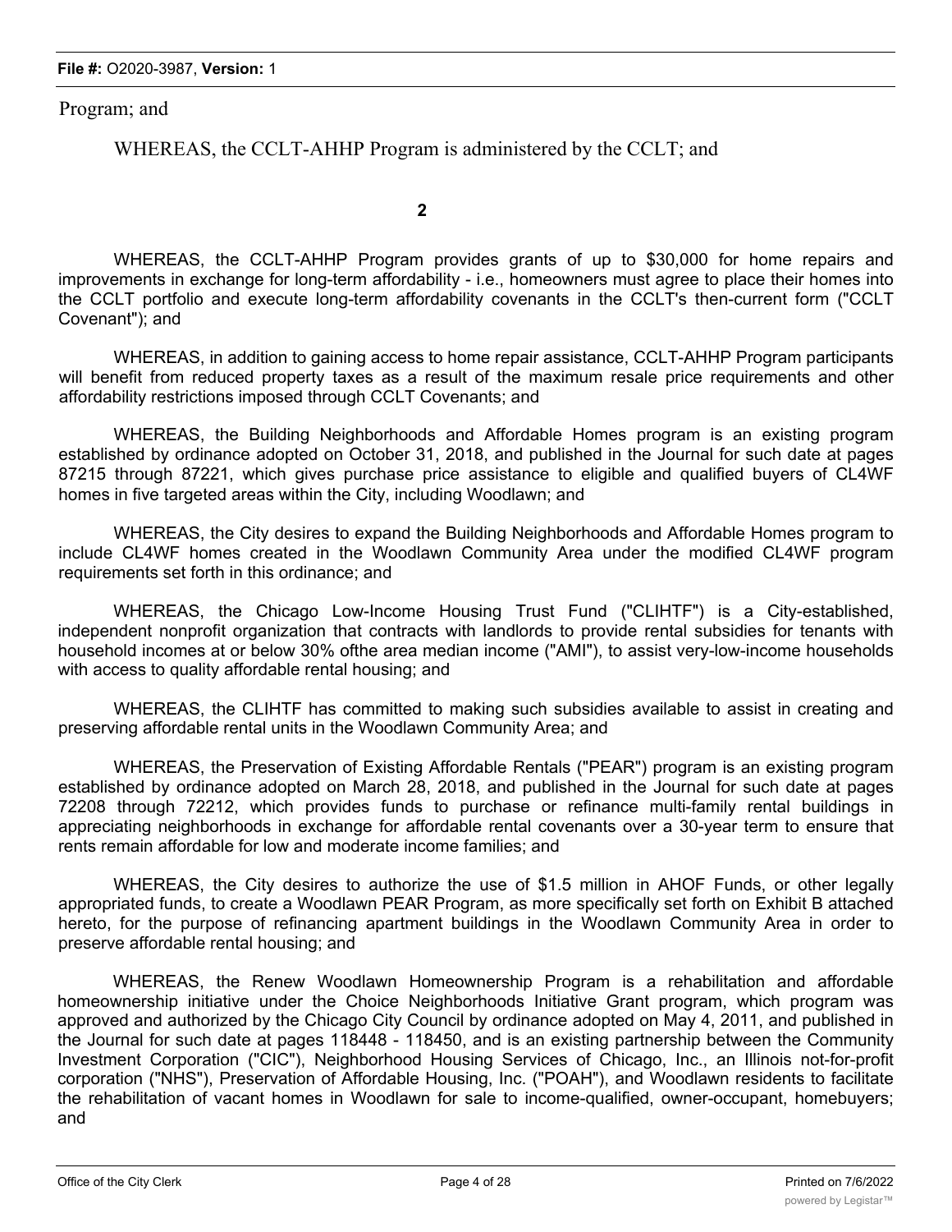Program; and

WHEREAS, the CCLT-AHHP Program is administered by the CCLT; and

2

WHEREAS, the CCLT-AHHP Program provides grants of up to $30,000 for home repairs and improvements in exchange for long-term affordability - i.e., homeowners must agree to place their homes into the CCLT portfolio and execute long-term affordability covenants in the CCLT's then-current form ("CCLT Covenant"); and

WHEREAS, in addition to gaining access to home repair assistance, CCLT-AHHP Program participants will benefit from reduced property taxes as a result of the maximum resale price requirements and other affordability restrictions imposed through CCLT Covenants; and

WHEREAS, the Building Neighborhoods and Affordable Homes program is an existing program established by ordinance adopted on October 31, 2018, and published in the Journal for such date at pages 87215 through 87221, which gives purchase price assistance to eligible and qualified buyers of CL4WF homes in five targeted areas within the City, including Woodlawn; and

WHEREAS, the City desires to expand the Building Neighborhoods and Affordable Homes program to include CL4WF homes created in the Woodlawn Community Area under the modified CL4WF program requirements set forth in this ordinance; and

WHEREAS, the Chicago Low-Income Housing Trust Fund ("CLIHTF") is a City-established, independent nonprofit organization that contracts with landlords to provide rental subsidies for tenants with household incomes at or below 30% ofthe area median income ("AMI"), to assist very-low-income households with access to quality affordable rental housing; and

WHEREAS, the CLIHTF has committed to making such subsidies available to assist in creating and preserving affordable rental units in the Woodlawn Community Area; and

WHEREAS, the Preservation of Existing Affordable Rentals ("PEAR") program is an existing program established by ordinance adopted on March 28, 2018, and published in the Journal for such date at pages 72208 through 72212, which provides funds to purchase or refinance multi-family rental buildings in appreciating neighborhoods in exchange for affordable rental covenants over a 30-year term to ensure that rents remain affordable for low and moderate income families; and

WHEREAS, the City desires to authorize the use of $1.5 million in AHOF Funds, or other legally appropriated funds, to create a Woodlawn PEAR Program, as more specifically set forth on Exhibit B attached hereto, for the purpose of refinancing apartment buildings in the Woodlawn Community Area in order to preserve affordable rental housing; and

WHEREAS, the Renew Woodlawn Homeownership Program is a rehabilitation and affordable homeownership initiative under the Choice Neighborhoods Initiative Grant program, which program was approved and authorized by the Chicago City Council by ordinance adopted on May 4, 2011, and published in the Journal for such date at pages 118448 - 118450, and is an existing partnership between the Community Investment Corporation ("CIC"), Neighborhood Housing Services of Chicago, Inc., an Illinois not-for-profit corporation ("NHS"), Preservation of Affordable Housing, Inc. ("POAH"), and Woodlawn residents to facilitate the rehabilitation of vacant homes in Woodlawn for sale to income-qualified, owner-occupant, homebuyers; and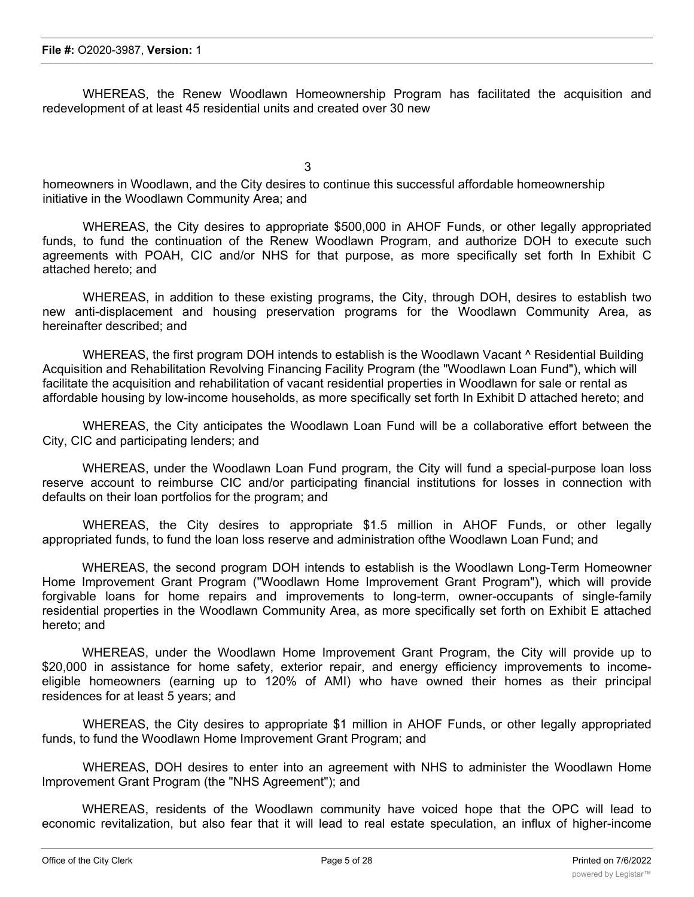WHEREAS, the Renew Woodlawn Homeownership Program has facilitated the acquisition and redevelopment of at least 45 residential units and created over 30 new homeowners in Woodlawn, and the City desires to continue this successful affordable homeownership initiative in the Woodlawn Community Area; and

WHEREAS, the City desires to appropriate $500,000 in AHOF Funds, or other legally appropriated funds, to fund the continuation of the Renew Woodlawn Program, and authorize DOH to execute such agreements with POAH, CIC and/or NHS for that purpose, as more specifically set forth In Exhibit C attached hereto; and

WHEREAS, in addition to these existing programs, the City, through DOH, desires to establish two new anti-displacement and housing preservation programs for the Woodlawn Community Area, as hereinafter described; and

WHEREAS, the first program DOH intends to establish is the Woodlawn Vacant ^ Residential Building Acquisition and Rehabilitation Revolving Financing Facility Program (the "Woodlawn Loan Fund"), which will facilitate the acquisition and rehabilitation of vacant residential properties in Woodlawn for sale or rental as affordable housing by low-income households, as more specifically set forth In Exhibit D attached hereto; and

WHEREAS, the City anticipates the Woodlawn Loan Fund will be a collaborative effort between the City, CIC and participating lenders; and

WHEREAS, under the Woodlawn Loan Fund program, the City will fund a special-purpose loan loss reserve account to reimburse CIC and/or participating financial institutions for losses in connection with defaults on their loan portfolios for the program; and

WHEREAS, the City desires to appropriate $1.5 million in AHOF Funds, or other legally appropriated funds, to fund the loan loss reserve and administration ofthe Woodlawn Loan Fund; and

WHEREAS, the second program DOH intends to establish is the Woodlawn Long-Term Homeowner Home Improvement Grant Program ("Woodlawn Home Improvement Grant Program"), which will provide forgivable loans for home repairs and improvements to long-term, owner-occupants of single-family residential properties in the Woodlawn Community Area, as more specifically set forth on Exhibit E attached hereto; and

WHEREAS, under the Woodlawn Home Improvement Grant Program, the City will provide up to $20,000 in assistance for home safety, exterior repair, and energy efficiency improvements to income-eligible homeowners (earning up to 120% of AMI) who have owned their homes as their principal residences for at least 5 years; and

WHEREAS, the City desires to appropriate $1 million in AHOF Funds, or other legally appropriated funds, to fund the Woodlawn Home Improvement Grant Program; and

WHEREAS, DOH desires to enter into an agreement with NHS to administer the Woodlawn Home Improvement Grant Program (the "NHS Agreement"); and

WHEREAS, residents of the Woodlawn community have voiced hope that the OPC will lead to economic revitalization, but also fear that it will lead to real estate speculation, an influx of higher-income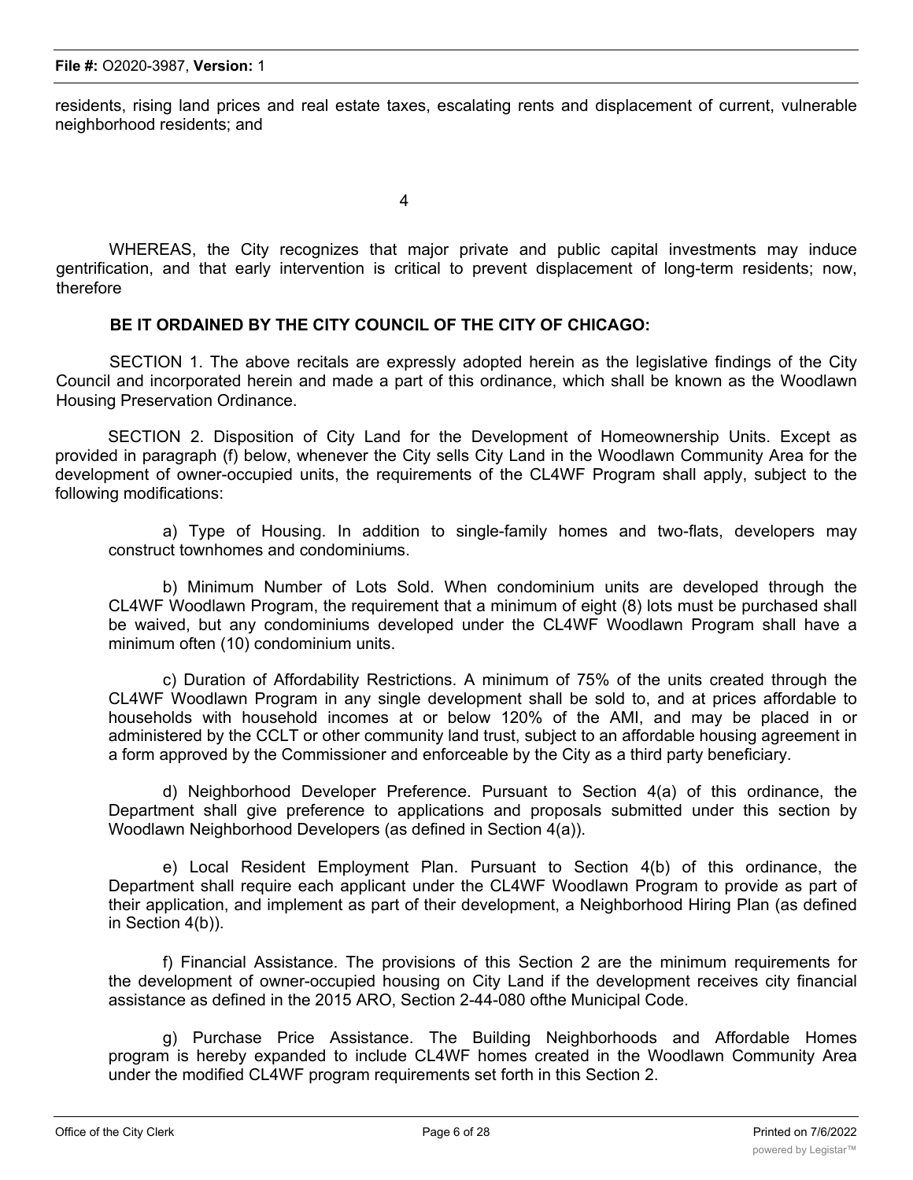residents, rising land prices and real estate taxes, escalating rents and displacement of current, vulnerable neighborhood residents; and

WHEREAS, the City recognizes that major private and public capital investments may induce gentrification, and that early intervention is critical to prevent displacement of long-term residents; now, therefore

**BE IT ORDAINED BY THE CITY COUNCIL OF THE CITY OF CHICAGO:**

SECTION 1. The above recitals are expressly adopted herein as the legislative findings of the City Council and incorporated herein and made a part of this ordinance, which shall be known as the Woodlawn Housing Preservation Ordinance.

SECTION 2. Disposition of City Land for the Development of Homeownership Units. Except as provided in paragraph (f) below, whenever the City sells City Land in the Woodlawn Community Area for the development of owner-occupied units, the requirements of the CL4WF Program shall apply, subject to the following modifications:

a) Type of Housing. In addition to single-family homes and two-flats, developers may construct townhomes and condominiums.

b) Minimum Number of Lots Sold. When condominium units are developed through the CL4WF Woodlawn Program, the requirement that a minimum of eight (8) lots must be purchased shall be waived, but any condominiums developed under the CL4WF Woodlawn Program shall have a minimum often (10) condominium units.

c) Duration of Affordability Restrictions. A minimum of 75% of the units created through the CL4WF Woodlawn Program in any single development shall be sold to, and at prices affordable to households with household incomes at or below 120% of the AMI, and may be placed in or administered by the CCLT or other community land trust, subject to an affordable housing agreement in a form approved by the Commissioner and enforceable by the City as a third party beneficiary.

d) Neighborhood Developer Preference. Pursuant to Section 4(a) of this ordinance, the Department shall give preference to applications and proposals submitted under this section by Woodlawn Neighborhood Developers (as defined in Section 4(a)).

e) Local Resident Employment Plan. Pursuant to Section 4(b) of this ordinance, the Department shall require each applicant under the CL4WF Woodlawn Program to provide as part of their application, and implement as part of their development, a Neighborhood Hiring Plan (as defined in Section 4(b)).

f) Financial Assistance. The provisions of this Section 2 are the minimum requirements for the development of owner-occupied housing on City Land if the development receives city financial assistance as defined in the 2015 ARO, Section 2-44-080 ofthe Municipal Code.

g) Purchase Price Assistance. The Building Neighborhoods and Affordable Homes program is hereby expanded to include CL4WF homes created in the Woodlawn Community Area under the modified CL4WF program requirements set forth in this Section 2.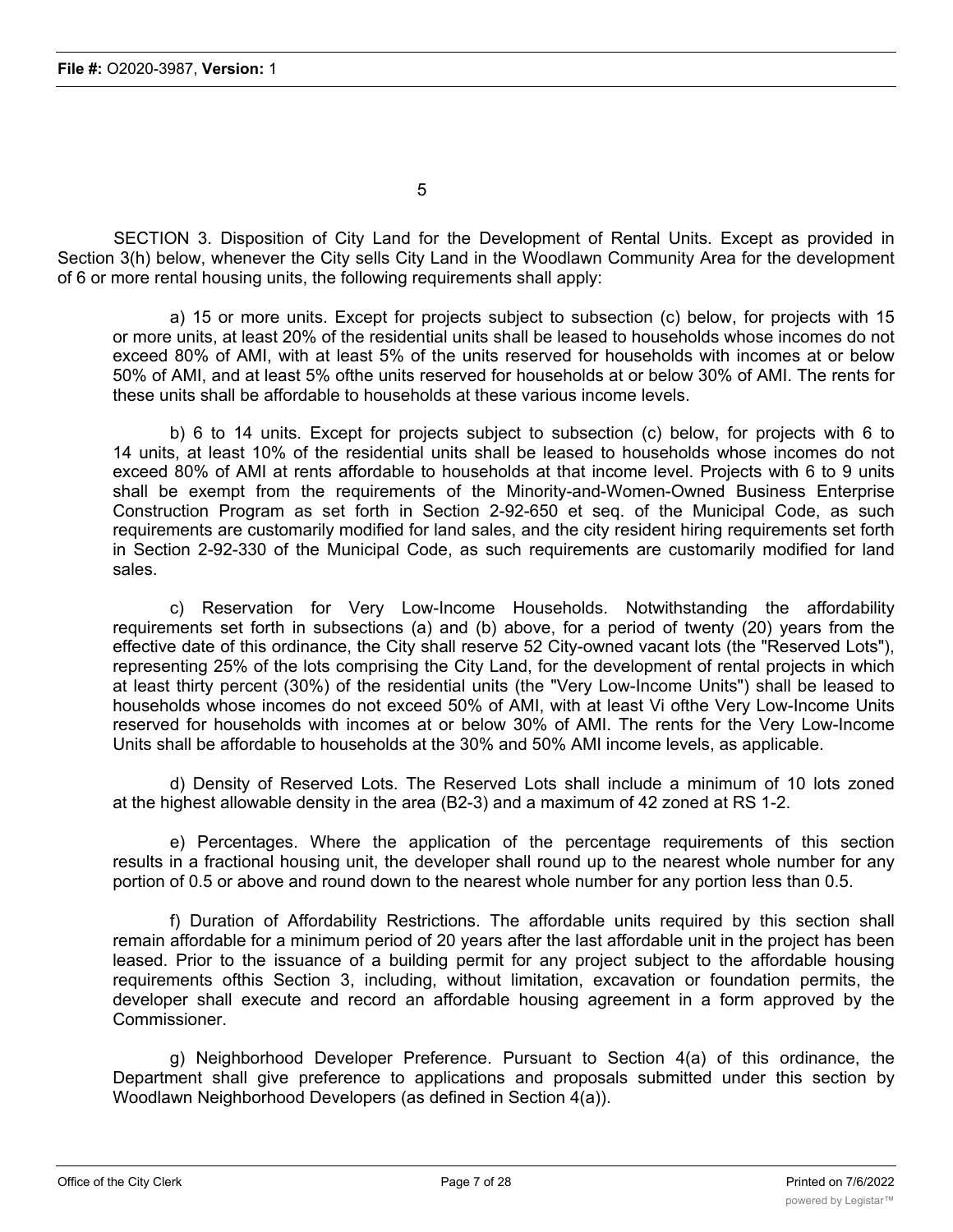SECTION 3. Disposition of City Land for the Development of Rental Units. Except as provided in Section 3(h) below, whenever the City sells City Land in the Woodlawn Community Area for the development of 6 or more rental housing units, the following requirements shall apply:

a) 15 or more units. Except for projects subject to subsection (c) below, for projects with 15 or more units, at least 20% of the residential units shall be leased to households whose incomes do not exceed 80% of AMI, with at least 5% of the units reserved for households with incomes at or below 50% of AMI, and at least 5% ofthe units reserved for households at or below 30% of AMI. The rents for these units shall be affordable to households at these various income levels.

b) 6 to 14 units. Except for projects subject to subsection (c) below, for projects with 6 to 14 units, at least 10% of the residential units shall be leased to households whose incomes do not exceed 80% of AMI at rents affordable to households at that income level. Projects with 6 to 9 units shall be exempt from the requirements of the Minority-and-Women-Owned Business Enterprise Construction Program as set forth in Section 2-92-650 et seq. of the Municipal Code, as such requirements are customarily modified for land sales, and the city resident hiring requirements set forth in Section 2-92-330 of the Municipal Code, as such requirements are customarily modified for land sales.

c) Reservation for Very Low-Income Households. Notwithstanding the affordability requirements set forth in subsections (a) and (b) above, for a period of twenty (20) years from the effective date of this ordinance, the City shall reserve 52 City-owned vacant lots (the "Reserved Lots"), representing 25% of the lots comprising the City Land, for the development of rental projects in which at least thirty percent (30%) of the residential units (the "Very Low-Income Units") shall be leased to households whose incomes do not exceed 50% of AMI, with at least Vi ofthe Very Low-Income Units reserved for households with incomes at or below 30% of AMI. The rents for the Very Low-Income Units shall be affordable to households at the 30% and 50% AMI income levels, as applicable.

d) Density of Reserved Lots. The Reserved Lots shall include a minimum of 10 lots zoned at the highest allowable density in the area (B2-3) and a maximum of 42 zoned at RS 1-2.

e) Percentages. Where the application of the percentage requirements of this section results in a fractional housing unit, the developer shall round up to the nearest whole number for any portion of 0.5 or above and round down to the nearest whole number for any portion less than 0.5.

f) Duration of Affordability Restrictions. The affordable units required by this section shall remain affordable for a minimum period of 20 years after the last affordable unit in the project has been leased. Prior to the issuance of a building permit for any project subject to the affordable housing requirements ofthis Section 3, including, without limitation, excavation or foundation permits, the developer shall execute and record an affordable housing agreement in a form approved by the Commissioner.

g) Neighborhood Developer Preference. Pursuant to Section 4(a) of this ordinance, the Department shall give preference to applications and proposals submitted under this section by Woodlawn Neighborhood Developers (as defined in Section 4(a)).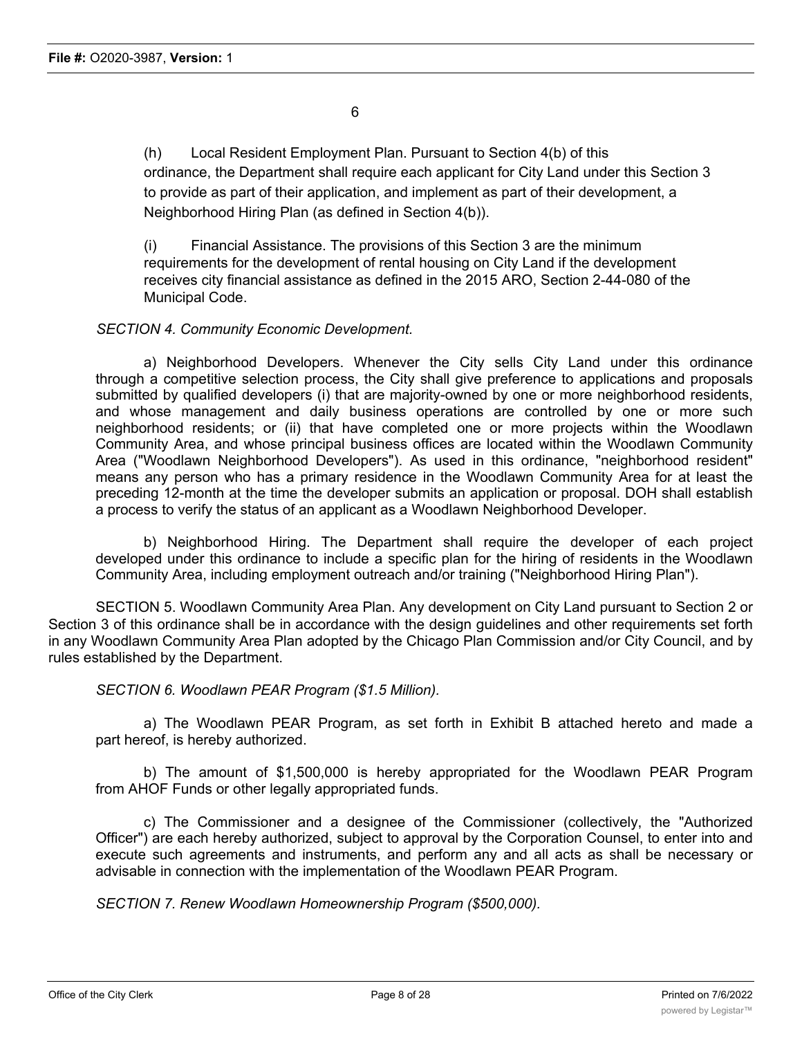(h) Local Resident Employment Plan. Pursuant to Section 4(b) of this ordinance, the Department shall require each applicant for City Land under this Section 3 to provide as part of their application, and implement as part of their development, a Neighborhood Hiring Plan (as defined in Section 4(b)).

(i) Financial Assistance. The provisions of this Section 3 are the minimum requirements for the development of rental housing on City Land if the development receives city financial assistance as defined in the 2015 ARO, Section 2-44-080 of the Municipal Code.

*SECTION 4. Community Economic Development.*

a) Neighborhood Developers. Whenever the City sells City Land under this ordinance through a competitive selection process, the City shall give preference to applications and proposals submitted by qualified developers (i) that are majority-owned by one or more neighborhood residents, and whose management and daily business operations are controlled by one or more such neighborhood residents; or (ii) that have completed one or more projects within the Woodlawn Community Area, and whose principal business offices are located within the Woodlawn Community Area ("Woodlawn Neighborhood Developers"). As used in this ordinance, "neighborhood resident" means any person who has a primary residence in the Woodlawn Community Area for at least the preceding 12-month at the time the developer submits an application or proposal. DOH shall establish a process to verify the status of an applicant as a Woodlawn Neighborhood Developer.

b) Neighborhood Hiring. The Department shall require the developer of each project developed under this ordinance to include a specific plan for the hiring of residents in the Woodlawn Community Area, including employment outreach and/or training ("Neighborhood Hiring Plan").

SECTION 5. Woodlawn Community Area Plan. Any development on City Land pursuant to Section 2 or Section 3 of this ordinance shall be in accordance with the design guidelines and other requirements set forth in any Woodlawn Community Area Plan adopted by the Chicago Plan Commission and/or City Council, and by rules established by the Department.

*SECTION 6. Woodlawn PEAR Program ($1.5 Million).*

a) The Woodlawn PEAR Program, as set forth in Exhibit B attached hereto and made a part hereof, is hereby authorized.

b) The amount of $1,500,000 is hereby appropriated for the Woodlawn PEAR Program from AHOF Funds or other legally appropriated funds.

c) The Commissioner and a designee of the Commissioner (collectively, the "Authorized Officer") are each hereby authorized, subject to approval by the Corporation Counsel, to enter into and execute such agreements and instruments, and perform any and all acts as shall be necessary or advisable in connection with the implementation of the Woodlawn PEAR Program.

*SECTION 7. Renew Woodlawn Homeownership Program ($500,000).*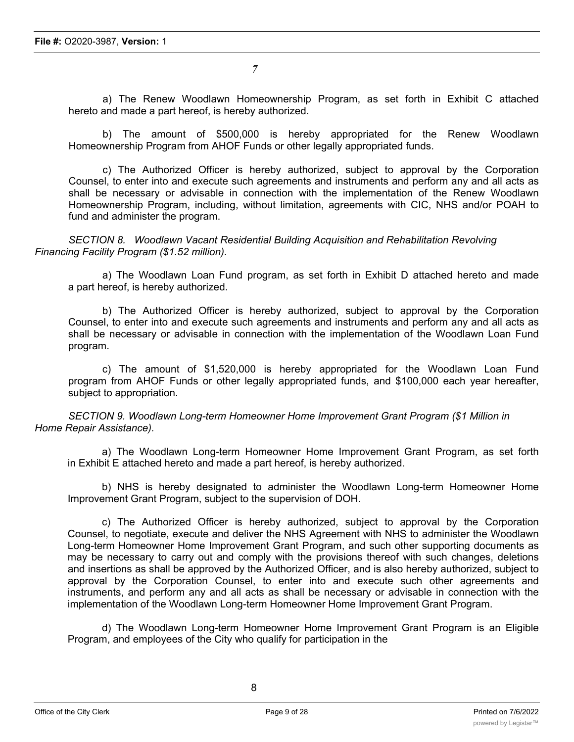a) The Renew Woodlawn Homeownership Program, as set forth in Exhibit C attached hereto and made a part hereof, is hereby authorized.

b) The amount of $500,000 is hereby appropriated for the Renew Woodlawn Homeownership Program from AHOF Funds or other legally appropriated funds.

c) The Authorized Officer is hereby authorized, subject to approval by the Corporation Counsel, to enter into and execute such agreements and instruments and perform any and all acts as shall be necessary or advisable in connection with the implementation of the Renew Woodlawn Homeownership Program, including, without limitation, agreements with CIC, NHS and/or POAH to fund and administer the program.

*SECTION 8. Woodlawn Vacant Residential Building Acquisition and Rehabilitation Revolving Financing Facility Program ($1.52 million).*

a) The Woodlawn Loan Fund program, as set forth in Exhibit D attached hereto and made a part hereof, is hereby authorized.

b) The Authorized Officer is hereby authorized, subject to approval by the Corporation Counsel, to enter into and execute such agreements and instruments and perform any and all acts as shall be necessary or advisable in connection with the implementation of the Woodlawn Loan Fund program.

c) The amount of $1,520,000 is hereby appropriated for the Woodlawn Loan Fund program from AHOF Funds or other legally appropriated funds, and $100,000 each year hereafter, subject to appropriation.

*SECTION 9. Woodlawn Long-term Homeowner Home Improvement Grant Program ($1 Million in Home Repair Assistance).*

a) The Woodlawn Long-term Homeowner Home Improvement Grant Program, as set forth in Exhibit E attached hereto and made a part hereof, is hereby authorized.

b) NHS is hereby designated to administer the Woodlawn Long-term Homeowner Home Improvement Grant Program, subject to the supervision of DOH.

c) The Authorized Officer is hereby authorized, subject to approval by the Corporation Counsel, to negotiate, execute and deliver the NHS Agreement with NHS to administer the Woodlawn Long-term Homeowner Home Improvement Grant Program, and such other supporting documents as may be necessary to carry out and comply with the provisions thereof with such changes, deletions and insertions as shall be approved by the Authorized Officer, and is also hereby authorized, subject to approval by the Corporation Counsel, to enter into and execute such other agreements and instruments, and perform any and all acts as shall be necessary or advisable in connection with the implementation of the Woodlawn Long-term Homeowner Home Improvement Grant Program.

d) The Woodlawn Long-term Homeowner Home Improvement Grant Program is an Eligible Program, and employees of the City who qualify for participation in the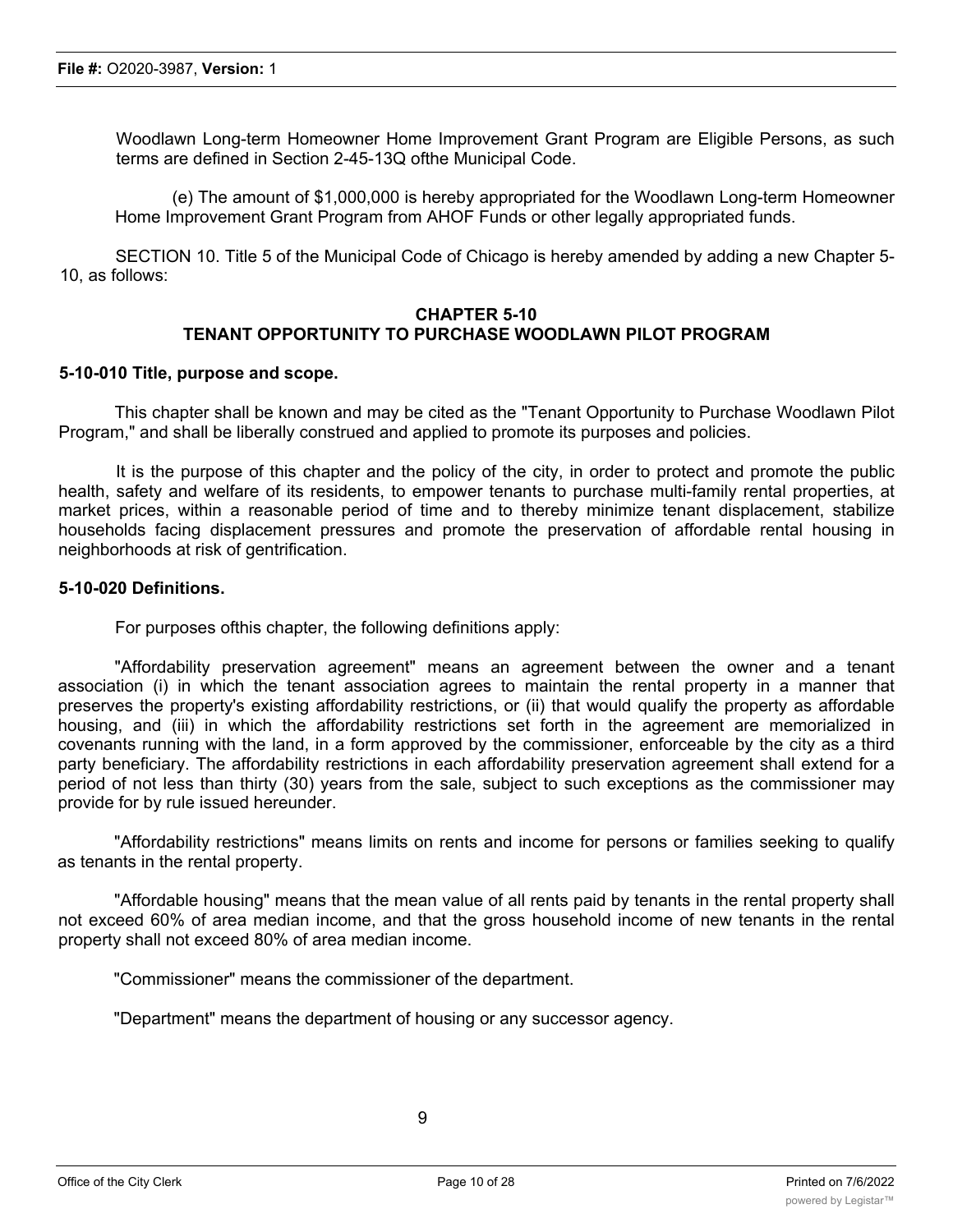Woodlawn Long-term Homeowner Home Improvement Grant Program are Eligible Persons, as such terms are defined in Section 2-45-13Q ofthe Municipal Code.

(e) The amount of $1,000,000 is hereby appropriated for the Woodlawn Long-term Homeowner Home Improvement Grant Program from AHOF Funds or other legally appropriated funds.

SECTION 10. Title 5 of the Municipal Code of Chicago is hereby amended by adding a new Chapter 5-10, as follows:

## CHAPTER 5-10
## TENANT OPPORTUNITY TO PURCHASE WOODLAWN PILOT PROGRAM

**5-10-010 Title, purpose and scope.**

This chapter shall be known and may be cited as the "Tenant Opportunity to Purchase Woodlawn Pilot Program," and shall be liberally construed and applied to promote its purposes and policies.

It is the purpose of this chapter and the policy of the city, in order to protect and promote the public health, safety and welfare of its residents, to empower tenants to purchase multi-family rental properties, at market prices, within a reasonable period of time and to thereby minimize tenant displacement, stabilize households facing displacement pressures and promote the preservation of affordable rental housing in neighborhoods at risk of gentrification.

**5-10-020 Definitions.**

For purposes ofthis chapter, the following definitions apply:

"Affordability preservation agreement" means an agreement between the owner and a tenant association (i) in which the tenant association agrees to maintain the rental property in a manner that preserves the property's existing affordability restrictions, or (ii) that would qualify the property as affordable housing, and (iii) in which the affordability restrictions set forth in the agreement are memorialized in covenants running with the land, in a form approved by the commissioner, enforceable by the city as a third party beneficiary. The affordability restrictions in each affordability preservation agreement shall extend for a period of not less than thirty (30) years from the sale, subject to such exceptions as the commissioner may provide for by rule issued hereunder.

"Affordability restrictions" means limits on rents and income for persons or families seeking to qualify as tenants in the rental property.

"Affordable housing" means that the mean value of all rents paid by tenants in the rental property shall not exceed 60% of area median income, and that the gross household income of new tenants in the rental property shall not exceed 80% of area median income.

"Commissioner" means the commissioner of the department.

"Department" means the department of housing or any successor agency.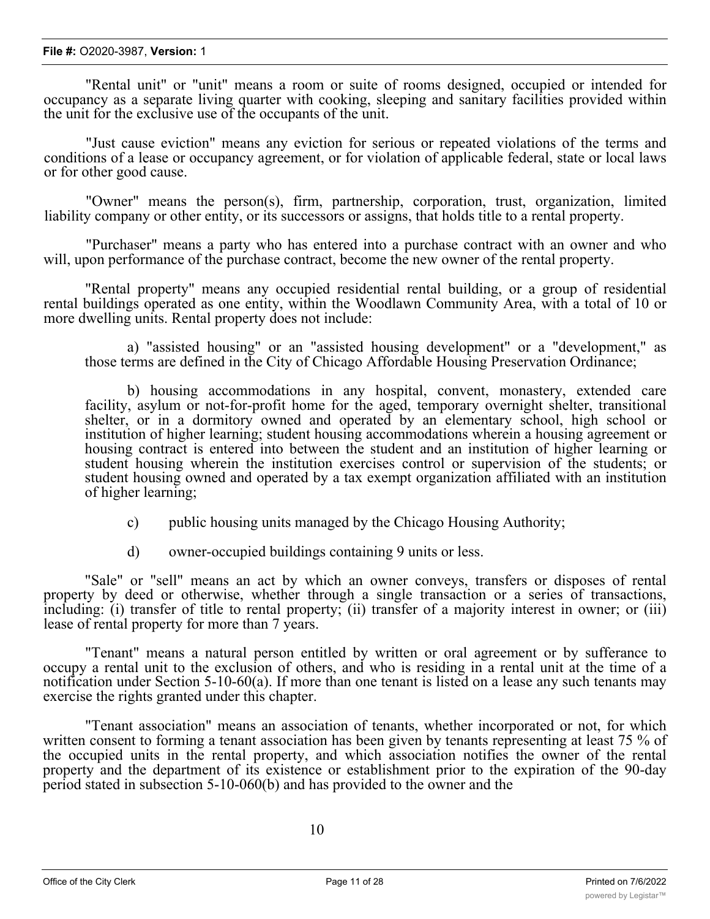"Rental unit" or "unit" means a room or suite of rooms designed, occupied or intended for occupancy as a separate living quarter with cooking, sleeping and sanitary facilities provided within the unit for the exclusive use of the occupants of the unit.

"Just cause eviction" means any eviction for serious or repeated violations of the terms and conditions of a lease or occupancy agreement, or for violation of applicable federal, state or local laws or for other good cause.

"Owner" means the person(s), firm, partnership, corporation, trust, organization, limited liability company or other entity, or its successors or assigns, that holds title to a rental property.

"Purchaser" means a party who has entered into a purchase contract with an owner and who will, upon performance of the purchase contract, become the new owner of the rental property.

"Rental property" means any occupied residential rental building, or a group of residential rental buildings operated as one entity, within the Woodlawn Community Area, with a total of 10 or more dwelling units. Rental property does not include:

a) "assisted housing" or an "assisted housing development" or a "development," as those terms are defined in the City of Chicago Affordable Housing Preservation Ordinance;

b) housing accommodations in any hospital, convent, monastery, extended care facility, asylum or not-for-profit home for the aged, temporary overnight shelter, transitional shelter, or in a dormitory owned and operated by an elementary school, high school or institution of higher learning; student housing accommodations wherein a housing agreement or housing contract is entered into between the student and an institution of higher learning or student housing wherein the institution exercises control or supervision of the students; or student housing owned and operated by a tax exempt organization affiliated with an institution of higher learning;

c) public housing units managed by the Chicago Housing Authority;

d) owner-occupied buildings containing 9 units or less.

"Sale" or "sell" means an act by which an owner conveys, transfers or disposes of rental property by deed or otherwise, whether through a single transaction or a series of transactions, including: (i) transfer of title to rental property; (ii) transfer of a majority interest in owner; or (iii) lease of rental property for more than 7 years.

"Tenant" means a natural person entitled by written or oral agreement or by sufferance to occupy a rental unit to the exclusion of others, and who is residing in a rental unit at the time of a notification under Section 5-10-60(a). If more than one tenant is listed on a lease any such tenants may exercise the rights granted under this chapter.

"Tenant association" means an association of tenants, whether incorporated or not, for which written consent to forming a tenant association has been given by tenants representing at least 75 % of the occupied units in the rental property, and which association notifies the owner of the rental property and the department of its existence or establishment prior to the expiration of the 90-day period stated in subsection 5-10-060(b) and has provided to the owner and the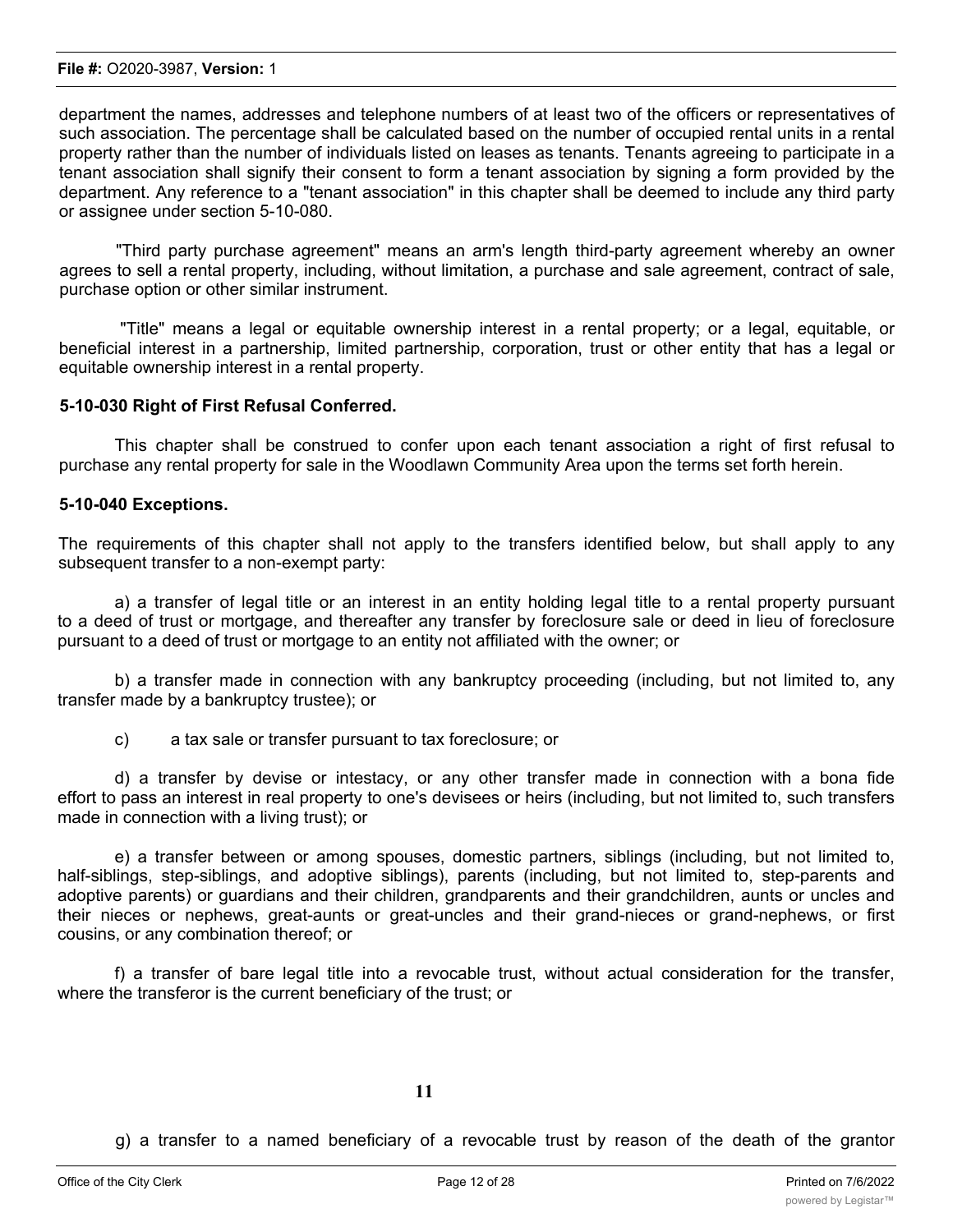department the names, addresses and telephone numbers of at least two of the officers or representatives of such association. The percentage shall be calculated based on the number of occupied rental units in a rental property rather than the number of individuals listed on leases as tenants. Tenants agreeing to participate in a tenant association shall signify their consent to form a tenant association by signing a form provided by the department. Any reference to a "tenant association" in this chapter shall be deemed to include any third party or assignee under section 5-10-080.

"Third party purchase agreement" means an arm's length third-party agreement whereby an owner agrees to sell a rental property, including, without limitation, a purchase and sale agreement, contract of sale, purchase option or other similar instrument.

"Title" means a legal or equitable ownership interest in a rental property; or a legal, equitable, or beneficial interest in a partnership, limited partnership, corporation, trust or other entity that has a legal or equitable ownership interest in a rental property.

**5-10-030 Right of First Refusal Conferred.**

This chapter shall be construed to confer upon each tenant association a right of first refusal to purchase any rental property for sale in the Woodlawn Community Area upon the terms set forth herein.

**5-10-040 Exceptions.**

The requirements of this chapter shall not apply to the transfers identified below, but shall apply to any subsequent transfer to a non-exempt party:

a) a transfer of legal title or an interest in an entity holding legal title to a rental property pursuant to a deed of trust or mortgage, and thereafter any transfer by foreclosure sale or deed in lieu of foreclosure pursuant to a deed of trust or mortgage to an entity not affiliated with the owner; or

b) a transfer made in connection with any bankruptcy proceeding (including, but not limited to, any transfer made by a bankruptcy trustee); or

c) a tax sale or transfer pursuant to tax foreclosure; or

d) a transfer by devise or intestacy, or any other transfer made in connection with a bona fide effort to pass an interest in real property to one's devisees or heirs (including, but not limited to, such transfers made in connection with a living trust); or

e) a transfer between or among spouses, domestic partners, siblings (including, but not limited to, half-siblings, step-siblings, and adoptive siblings), parents (including, but not limited to, step-parents and adoptive parents) or guardians and their children, grandparents and their grandchildren, aunts or uncles and their nieces or nephews, great-aunts or great-uncles and their grand-nieces or grand-nephews, or first cousins, or any combination thereof; or

f) a transfer of bare legal title into a revocable trust, without actual consideration for the transfer, where the transferor is the current beneficiary of the trust; or

g) a transfer to a named beneficiary of a revocable trust by reason of the death of the grantor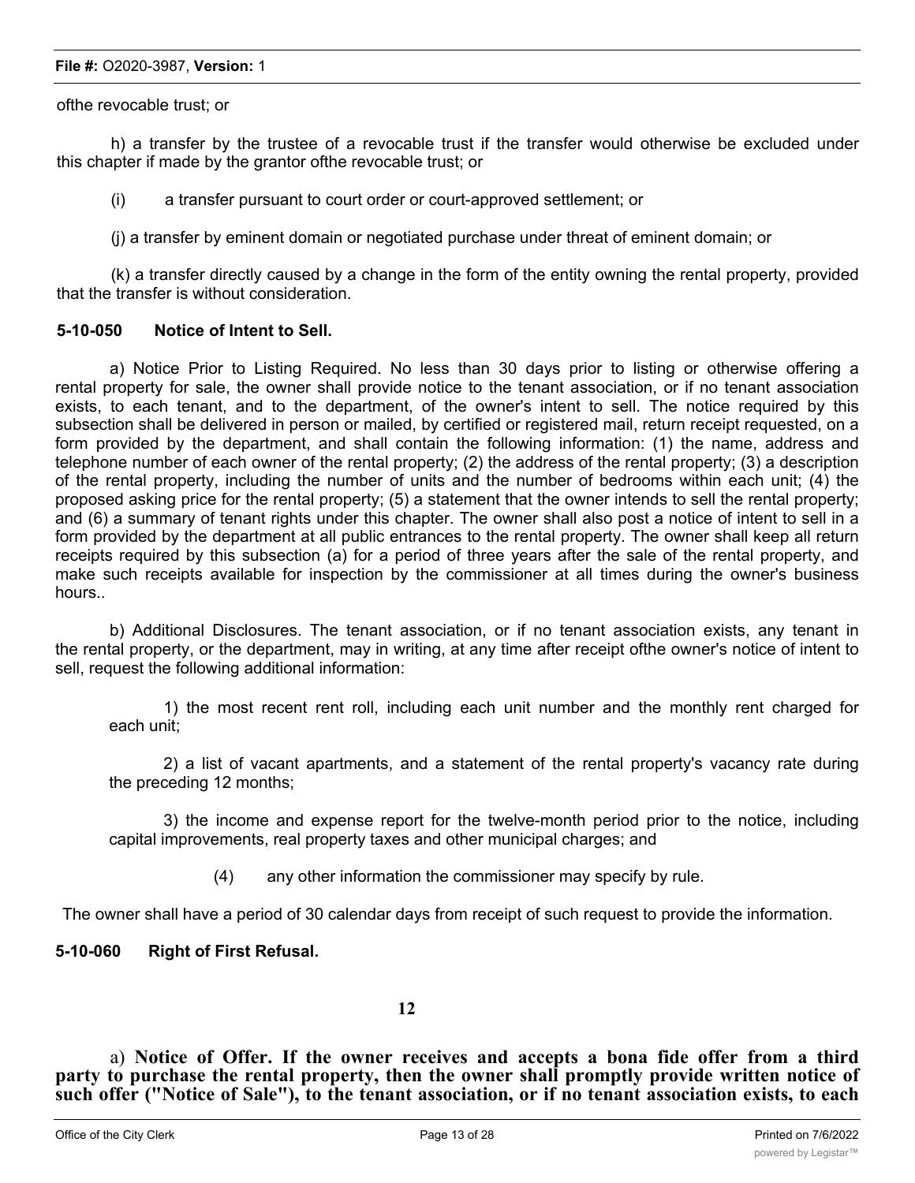ofthe revocable trust; or

h) a transfer by the trustee of a revocable trust if the transfer would otherwise be excluded under this chapter if made by the grantor ofthe revocable trust; or

(i) a transfer pursuant to court order or court-approved settlement; or

(j) a transfer by eminent domain or negotiated purchase under threat of eminent domain; or

(k) a transfer directly caused by a change in the form of the entity owning the rental property, provided that the transfer is without consideration.

**5-10-050 Notice of Intent to Sell.**

a) Notice Prior to Listing Required. No less than 30 days prior to listing or otherwise offering a rental property for sale, the owner shall provide notice to the tenant association, or if no tenant association exists, to each tenant, and to the department, of the owner's intent to sell. The notice required by this subsection shall be delivered in person or mailed, by certified or registered mail, return receipt requested, on a form provided by the department, and shall contain the following information: (1) the name, address and telephone number of each owner of the rental property; (2) the address of the rental property; (3) a description of the rental property, including the number of units and the number of bedrooms within each unit; (4) the proposed asking price for the rental property; (5) a statement that the owner intends to sell the rental property; and (6) a summary of tenant rights under this chapter. The owner shall also post a notice of intent to sell in a form provided by the department at all public entrances to the rental property. The owner shall keep all return receipts required by this subsection (a) for a period of three years after the sale of the rental property, and make such receipts available for inspection by the commissioner at all times during the owner's business hours..

b) Additional Disclosures. The tenant association, or if no tenant association exists, any tenant in the rental property, or the department, may in writing, at any time after receipt ofthe owner's notice of intent to sell, request the following additional information:

1) the most recent rent roll, including each unit number and the monthly rent charged for each unit;

2) a list of vacant apartments, and a statement of the rental property's vacancy rate during the preceding 12 months;

3) the income and expense report for the twelve-month period prior to the notice, including capital improvements, real property taxes and other municipal charges; and

(4) any other information the commissioner may specify by rule.

The owner shall have a period of 30 calendar days from receipt of such request to provide the information.

**5-10-060 Right of First Refusal.**

a) **Notice of Offer. If the owner receives and accepts a bona fide offer from a third party to purchase the rental property, then the owner shall promptly provide written notice of such offer ("Notice of Sale"), to the tenant association, or if no tenant association exists, to each**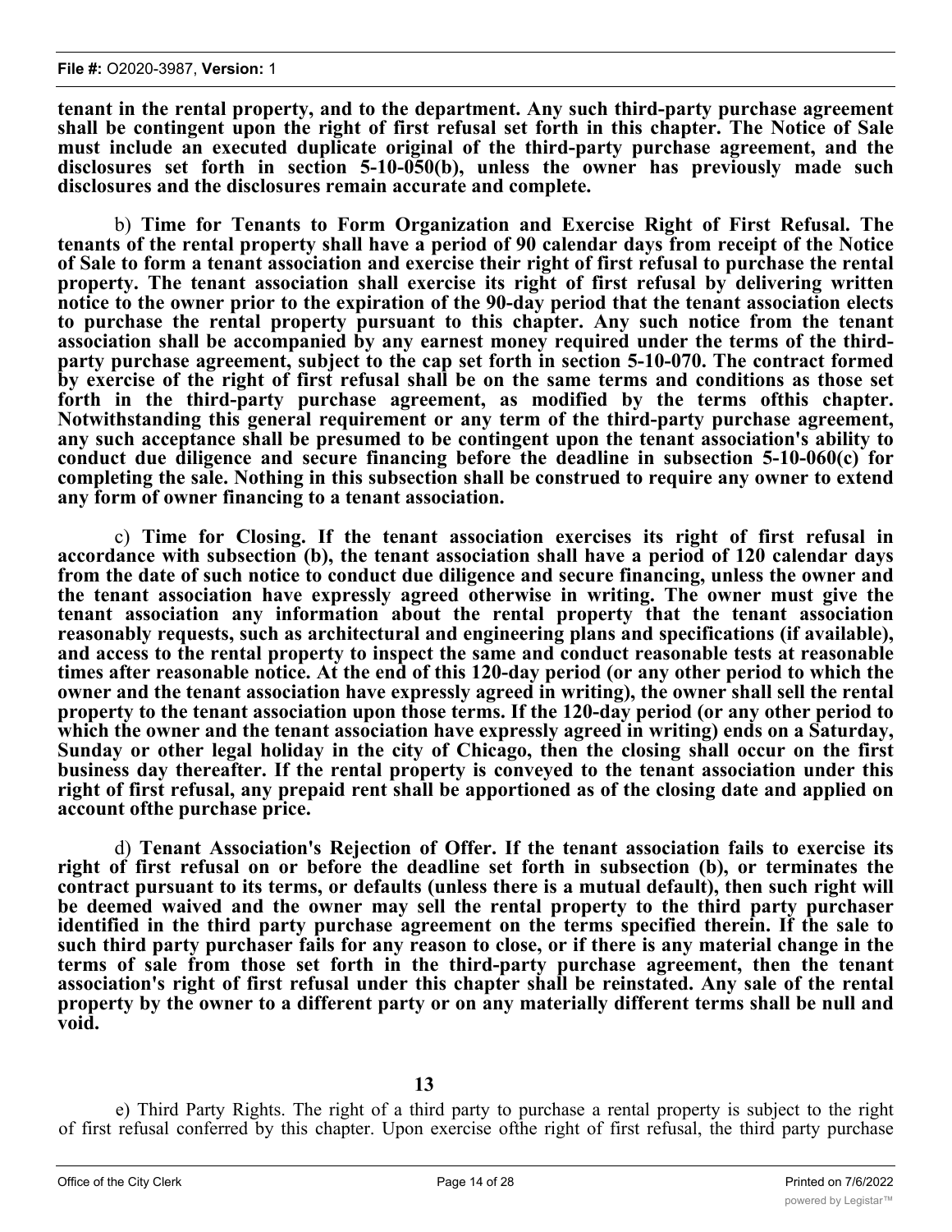**tenant in the rental property, and to the department. Any such third-party purchase agreement shall be contingent upon the right of first refusal set forth in this chapter. The Notice of Sale must include an executed duplicate original of the third-party purchase agreement, and the disclosures set forth in section 5-10-050(b), unless the owner has previously made such disclosures and the disclosures remain accurate and complete.**

b) **Time for Tenants to Form Organization and Exercise Right of First Refusal. The tenants of the rental property shall have a period of 90 calendar days from receipt of the Notice of Sale to form a tenant association and exercise their right of first refusal to purchase the rental property. The tenant association shall exercise its right of first refusal by delivering written notice to the owner prior to the expiration of the 90-day period that the tenant association elects to purchase the rental property pursuant to this chapter. Any such notice from the tenant association shall be accompanied by any earnest money required under the terms of the third-party purchase agreement, subject to the cap set forth in section 5-10-070. The contract formed by exercise of the right of first refusal shall be on the same terms and conditions as those set forth in the third-party purchase agreement, as modified by the terms ofthis chapter. Notwithstanding this general requirement or any term of the third-party purchase agreement, any such acceptance shall be presumed to be contingent upon the tenant association's ability to conduct due diligence and secure financing before the deadline in subsection 5-10-060(c) for completing the sale. Nothing in this subsection shall be construed to require any owner to extend any form of owner financing to a tenant association.**

c) **Time for Closing. If the tenant association exercises its right of first refusal in accordance with subsection (b), the tenant association shall have a period of 120 calendar days from the date of such notice to conduct due diligence and secure financing, unless the owner and the tenant association have expressly agreed otherwise in writing. The owner must give the tenant association any information about the rental property that the tenant association reasonably requests, such as architectural and engineering plans and specifications (if available), and access to the rental property to inspect the same and conduct reasonable tests at reasonable times after reasonable notice. At the end of this 120-day period (or any other period to which the owner and the tenant association have expressly agreed in writing), the owner shall sell the rental property to the tenant association upon those terms. If the 120-day period (or any other period to which the owner and the tenant association have expressly agreed in writing) ends on a Saturday, Sunday or other legal holiday in the city of Chicago, then the closing shall occur on the first business day thereafter. If the rental property is conveyed to the tenant association under this right of first refusal, any prepaid rent shall be apportioned as of the closing date and applied on account ofthe purchase price.**

d) **Tenant Association's Rejection of Offer. If the tenant association fails to exercise its right of first refusal on or before the deadline set forth in subsection (b), or terminates the contract pursuant to its terms, or defaults (unless there is a mutual default), then such right will be deemed waived and the owner may sell the rental property to the third party purchaser identified in the third party purchase agreement on the terms specified therein. If the sale to such third party purchaser fails for any reason to close, or if there is any material change in the terms of sale from those set forth in the third-party purchase agreement, then the tenant association's right of first refusal under this chapter shall be reinstated. Any sale of the rental property by the owner to a different party or on any materially different terms shall be null and void.**

e) Third Party Rights. The right of a third party to purchase a rental property is subject to the right of first refusal conferred by this chapter. Upon exercise ofthe right of first refusal, the third party purchase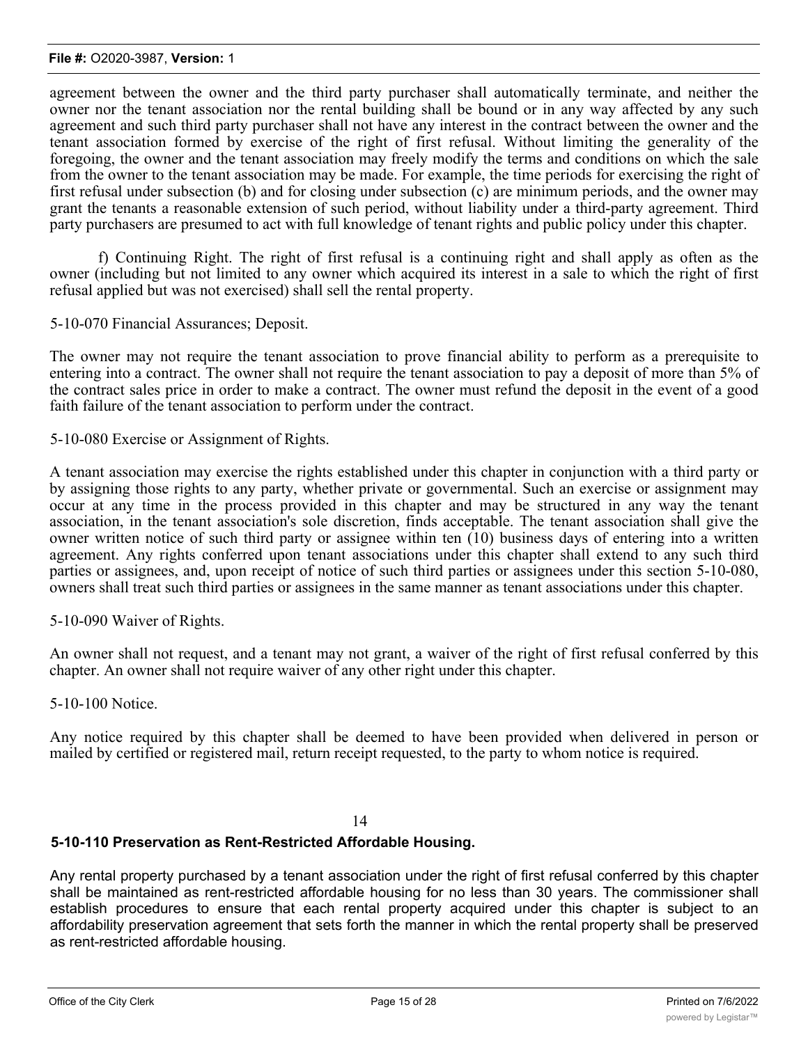agreement between the owner and the third party purchaser shall automatically terminate, and neither the owner nor the tenant association nor the rental building shall be bound or in any way affected by any such agreement and such third party purchaser shall not have any interest in the contract between the owner and the tenant association formed by exercise of the right of first refusal. Without limiting the generality of the foregoing, the owner and the tenant association may freely modify the terms and conditions on which the sale from the owner to the tenant association may be made. For example, the time periods for exercising the right of first refusal under subsection (b) and for closing under subsection (c) are minimum periods, and the owner may grant the tenants a reasonable extension of such period, without liability under a third-party agreement. Third party purchasers are presumed to act with full knowledge of tenant rights and public policy under this chapter.

f) Continuing Right. The right of first refusal is a continuing right and shall apply as often as the owner (including but not limited to any owner which acquired its interest in a sale to which the right of first refusal applied but was not exercised) shall sell the rental property.

5-10-070 Financial Assurances; Deposit.

The owner may not require the tenant association to prove financial ability to perform as a prerequisite to entering into a contract. The owner shall not require the tenant association to pay a deposit of more than 5% of the contract sales price in order to make a contract. The owner must refund the deposit in the event of a good faith failure of the tenant association to perform under the contract.

5-10-080 Exercise or Assignment of Rights.

A tenant association may exercise the rights established under this chapter in conjunction with a third party or by assigning those rights to any party, whether private or governmental. Such an exercise or assignment may occur at any time in the process provided in this chapter and may be structured in any way the tenant association, in the tenant association's sole discretion, finds acceptable. The tenant association shall give the owner written notice of such third party or assignee within ten (10) business days of entering into a written agreement. Any rights conferred upon tenant associations under this chapter shall extend to any such third parties or assignees, and, upon receipt of notice of such third parties or assignees under this section 5-10-080, owners shall treat such third parties or assignees in the same manner as tenant associations under this chapter.

5-10-090 Waiver of Rights.

An owner shall not request, and a tenant may not grant, a waiver of the right of first refusal conferred by this chapter. An owner shall not require waiver of any other right under this chapter.

5-10-100 Notice.

Any notice required by this chapter shall be deemed to have been provided when delivered in person or mailed by certified or registered mail, return receipt requested, to the party to whom notice is required.

**5-10-110 Preservation as Rent-Restricted Affordable Housing.**

Any rental property purchased by a tenant association under the right of first refusal conferred by this chapter shall be maintained as rent-restricted affordable housing for no less than 30 years. The commissioner shall establish procedures to ensure that each rental property acquired under this chapter is subject to an affordability preservation agreement that sets forth the manner in which the rental property shall be preserved as rent-restricted affordable housing.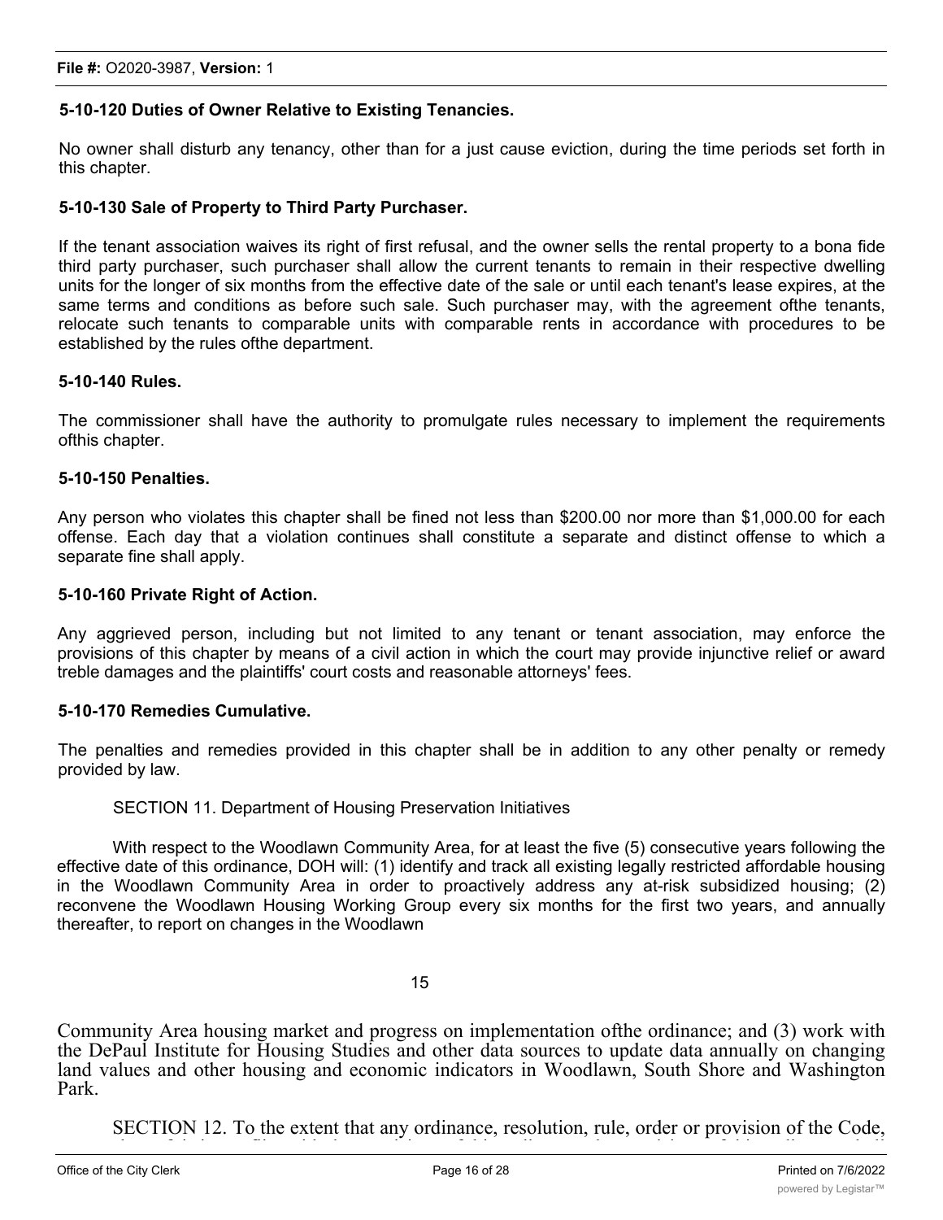**5-10-120 Duties of Owner Relative to Existing Tenancies.**

No owner shall disturb any tenancy, other than for a just cause eviction, during the time periods set forth in this chapter.

**5-10-130 Sale of Property to Third Party Purchaser.**

If the tenant association waives its right of first refusal, and the owner sells the rental property to a bona fide third party purchaser, such purchaser shall allow the current tenants to remain in their respective dwelling units for the longer of six months from the effective date of the sale or until each tenant's lease expires, at the same terms and conditions as before such sale. Such purchaser may, with the agreement ofthe tenants, relocate such tenants to comparable units with comparable rents in accordance with procedures to be established by the rules ofthe department.

**5-10-140 Rules.**

The commissioner shall have the authority to promulgate rules necessary to implement the requirements ofthis chapter.

**5-10-150 Penalties.**

Any person who violates this chapter shall be fined not less than $200.00 nor more than $1,000.00 for each offense. Each day that a violation continues shall constitute a separate and distinct offense to which a separate fine shall apply.

**5-10-160 Private Right of Action.**

Any aggrieved person, including but not limited to any tenant or tenant association, may enforce the provisions of this chapter by means of a civil action in which the court may provide injunctive relief or award treble damages and the plaintiffs' court costs and reasonable attorneys' fees.

**5-10-170 Remedies Cumulative.**

The penalties and remedies provided in this chapter shall be in addition to any other penalty or remedy provided by law.

SECTION 11. Department of Housing Preservation Initiatives

With respect to the Woodlawn Community Area, for at least the five (5) consecutive years following the effective date of this ordinance, DOH will: (1) identify and track all existing legally restricted affordable housing in the Woodlawn Community Area in order to proactively address any at-risk subsidized housing; (2) reconvene the Woodlawn Housing Working Group every six months for the first two years, and annually thereafter, to report on changes in the Woodlawn Community Area housing market and progress on implementation ofthe ordinance; and (3) work with the DePaul Institute for Housing Studies and other data sources to update data annually on changing land values and other housing and economic indicators in Woodlawn, South Shore and Washington Park.

SECTION 12. To the extent that any ordinance, resolution, rule, order or provision of the Code,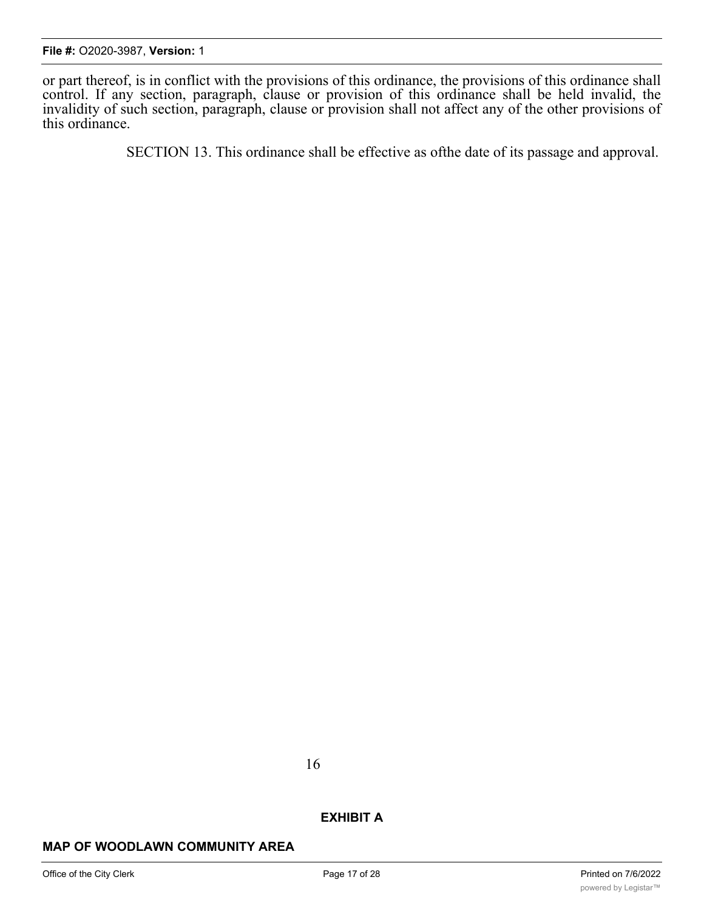or part thereof, is in conflict with the provisions of this ordinance, the provisions of this ordinance shall control. If any section, paragraph, clause or provision of this ordinance shall be held invalid, the invalidity of such section, paragraph, clause or provision shall not affect any of the other provisions of this ordinance.

SECTION 13. This ordinance shall be effective as ofthe date of its passage and approval.

**EXHIBIT A**

**MAP OF WOODLAWN COMMUNITY AREA**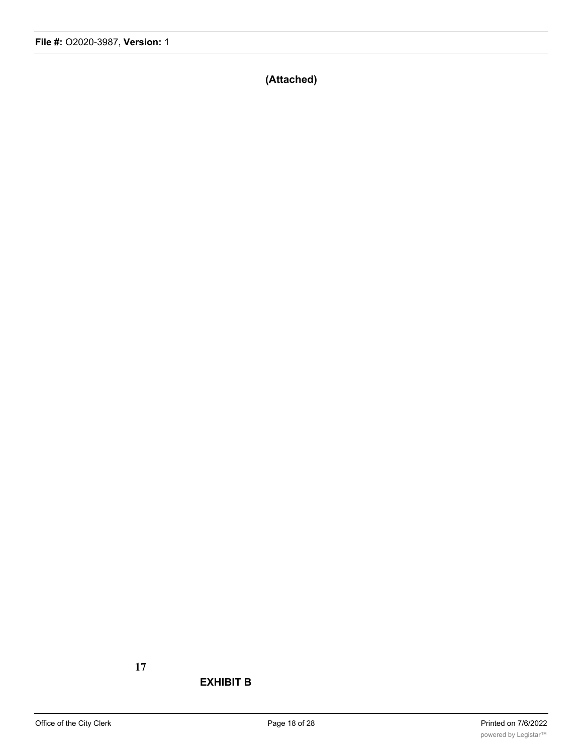**(Attached)**

17

**EXHIBIT B**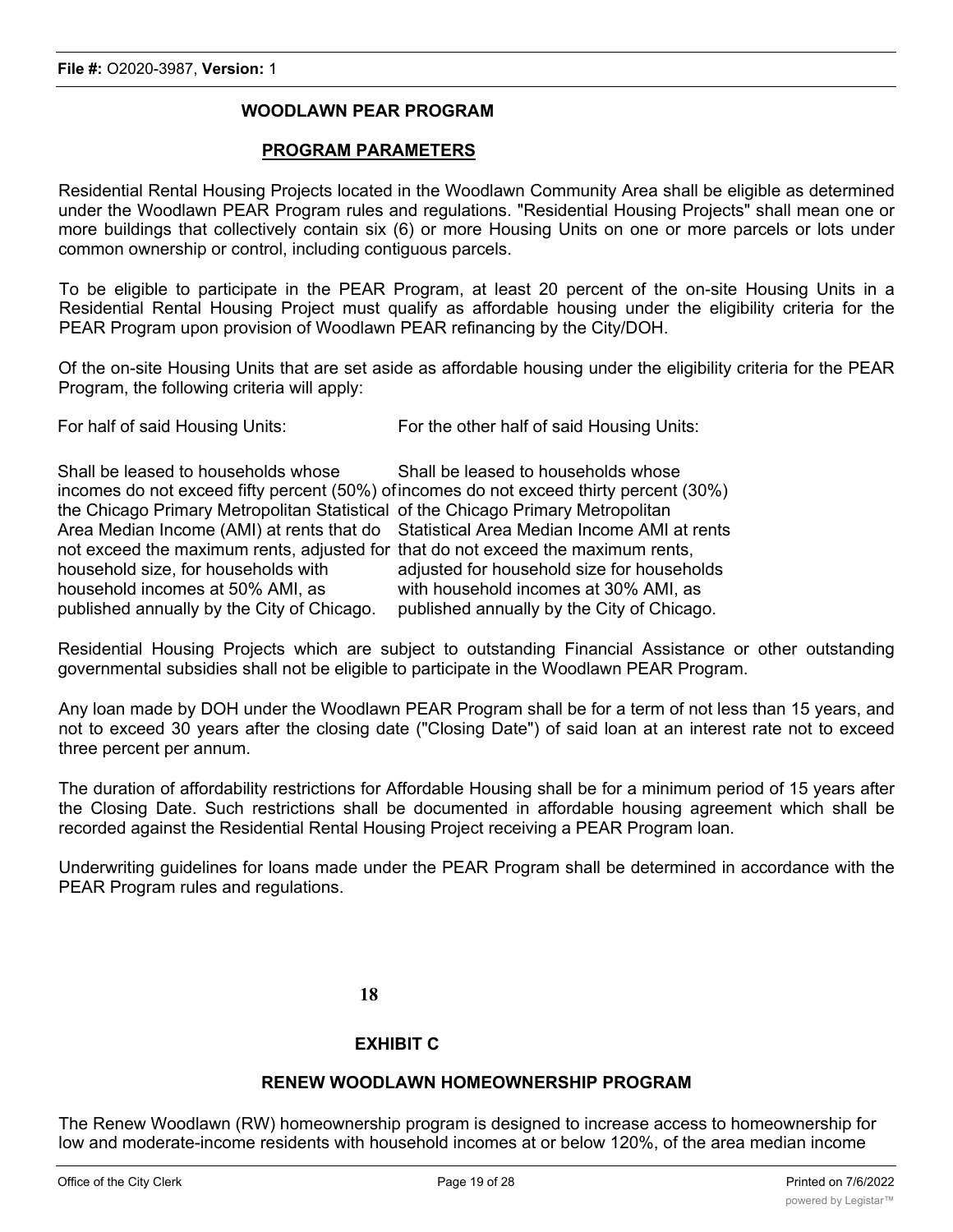## WOODLAWN PEAR PROGRAM

### PROGRAM PARAMETERS

Residential Rental Housing Projects located in the Woodlawn Community Area shall be eligible as determined under the Woodlawn PEAR Program rules and regulations. "Residential Housing Projects" shall mean one or more buildings that collectively contain six (6) or more Housing Units on one or more parcels or lots under common ownership or control, including contiguous parcels.

To be eligible to participate in the PEAR Program, at least 20 percent of the on-site Housing Units in a Residential Rental Housing Project must qualify as affordable housing under the eligibility criteria for the PEAR Program upon provision of Woodlawn PEAR refinancing by the City/DOH.

Of the on-site Housing Units that are set aside as affordable housing under the eligibility criteria for the PEAR Program, the following criteria will apply:

| For half of said Housing Units: | For the other half of said Housing Units: |
| --- | --- |
| Shall be leased to households whose incomes do not exceed fifty percent (50%) of the Chicago Primary Metropolitan Statistical Area Median Income (AMI) at rents that do not exceed the maximum rents, adjusted for household size, for households with household incomes at 50% AMI, as published annually by the City of Chicago. | Shall be leased to households whose incomes do not exceed thirty percent (30%) of the Chicago Primary Metropolitan Statistical Area Median Income AMI at rents that do not exceed the maximum rents, adjusted for household size for households with household incomes at 30% AMI, as published annually by the City of Chicago. |

Residential Housing Projects which are subject to outstanding Financial Assistance or other outstanding governmental subsidies shall not be eligible to participate in the Woodlawn PEAR Program.

Any loan made by DOH under the Woodlawn PEAR Program shall be for a term of not less than 15 years, and not to exceed 30 years after the closing date ("Closing Date") of said loan at an interest rate not to exceed three percent per annum.

The duration of affordability restrictions for Affordable Housing shall be for a minimum period of 15 years after the Closing Date. Such restrictions shall be documented in affordable housing agreement which shall be recorded against the Residential Rental Housing Project receiving a PEAR Program loan.

Underwriting guidelines for loans made under the PEAR Program shall be determined in accordance with the PEAR Program rules and regulations.

## EXHIBIT C

### RENEW WOODLAWN HOMEOWNERSHIP PROGRAM

The Renew Woodlawn (RW) homeownership program is designed to increase access to homeownership for low and moderate-income residents with household incomes at or below 120%, of the area median income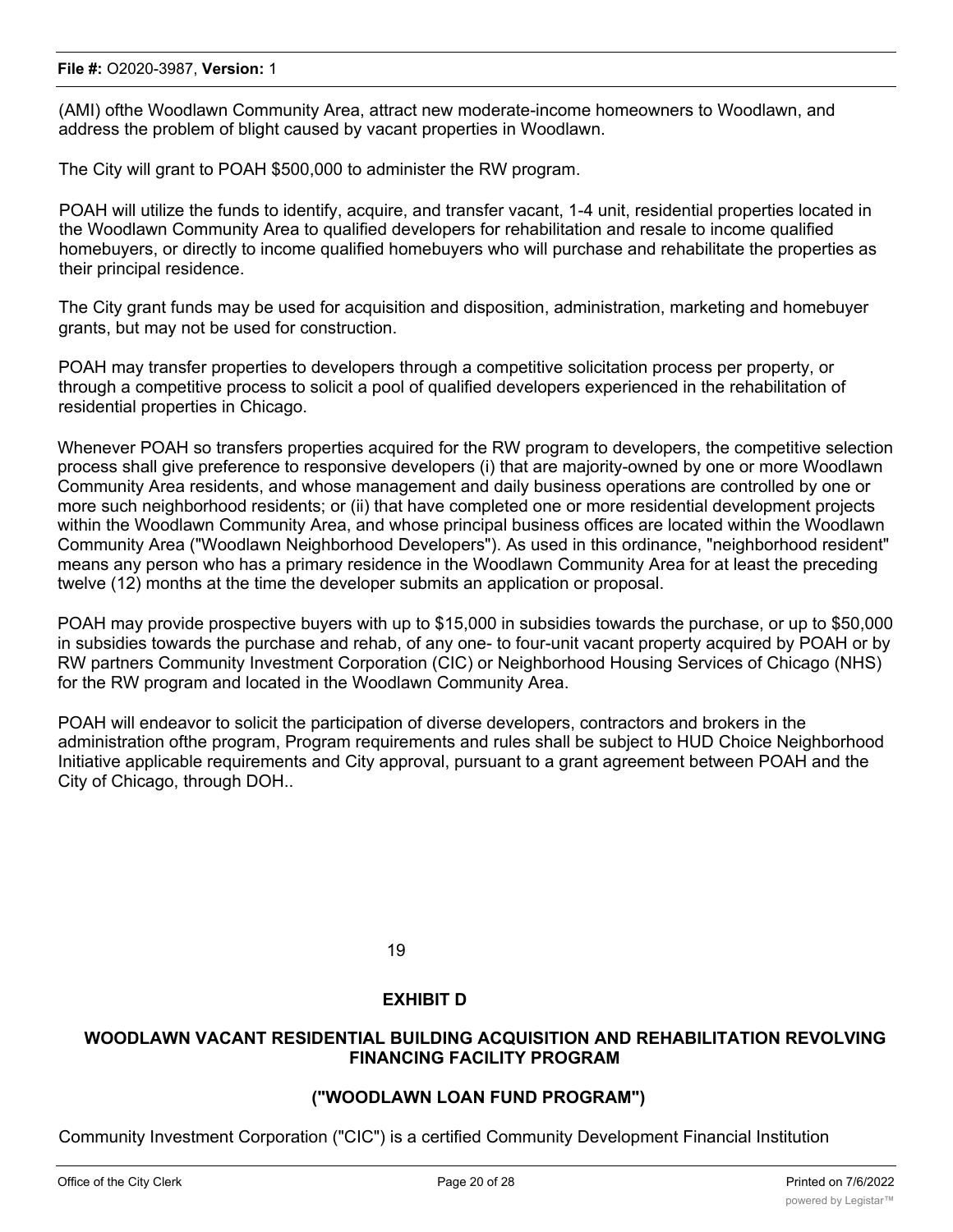(AMI) ofthe Woodlawn Community Area, attract new moderate-income homeowners to Woodlawn, and address the problem of blight caused by vacant properties in Woodlawn.

The City will grant to POAH $500,000 to administer the RW program.

POAH will utilize the funds to identify, acquire, and transfer vacant, 1-4 unit, residential properties located in the Woodlawn Community Area to qualified developers for rehabilitation and resale to income qualified homebuyers, or directly to income qualified homebuyers who will purchase and rehabilitate the properties as their principal residence.

The City grant funds may be used for acquisition and disposition, administration, marketing and homebuyer grants, but may not be used for construction.

POAH may transfer properties to developers through a competitive solicitation process per property, or through a competitive process to solicit a pool of qualified developers experienced in the rehabilitation of residential properties in Chicago.

Whenever POAH so transfers properties acquired for the RW program to developers, the competitive selection process shall give preference to responsive developers (i) that are majority-owned by one or more Woodlawn Community Area residents, and whose management and daily business operations are controlled by one or more such neighborhood residents; or (ii) that have completed one or more residential development projects within the Woodlawn Community Area, and whose principal business offices are located within the Woodlawn Community Area ("Woodlawn Neighborhood Developers"). As used in this ordinance, "neighborhood resident" means any person who has a primary residence in the Woodlawn Community Area for at least the preceding twelve (12) months at the time the developer submits an application or proposal.

POAH may provide prospective buyers with up to $15,000 in subsidies towards the purchase, or up to $50,000 in subsidies towards the purchase and rehab, of any one- to four-unit vacant property acquired by POAH or by RW partners Community Investment Corporation (CIC) or Neighborhood Housing Services of Chicago (NHS) for the RW program and located in the Woodlawn Community Area.

POAH will endeavor to solicit the participation of diverse developers, contractors and brokers in the administration ofthe program, Program requirements and rules shall be subject to HUD Choice Neighborhood Initiative applicable requirements and City approval, pursuant to a grant agreement between POAH and the City of Chicago, through DOH..

19

## EXHIBIT D

## WOODLAWN VACANT RESIDENTIAL BUILDING ACQUISITION AND REHABILITATION REVOLVING FINANCING FACILITY PROGRAM

## ("WOODLAWN LOAN FUND PROGRAM")

Community Investment Corporation ("CIC") is a certified Community Development Financial Institution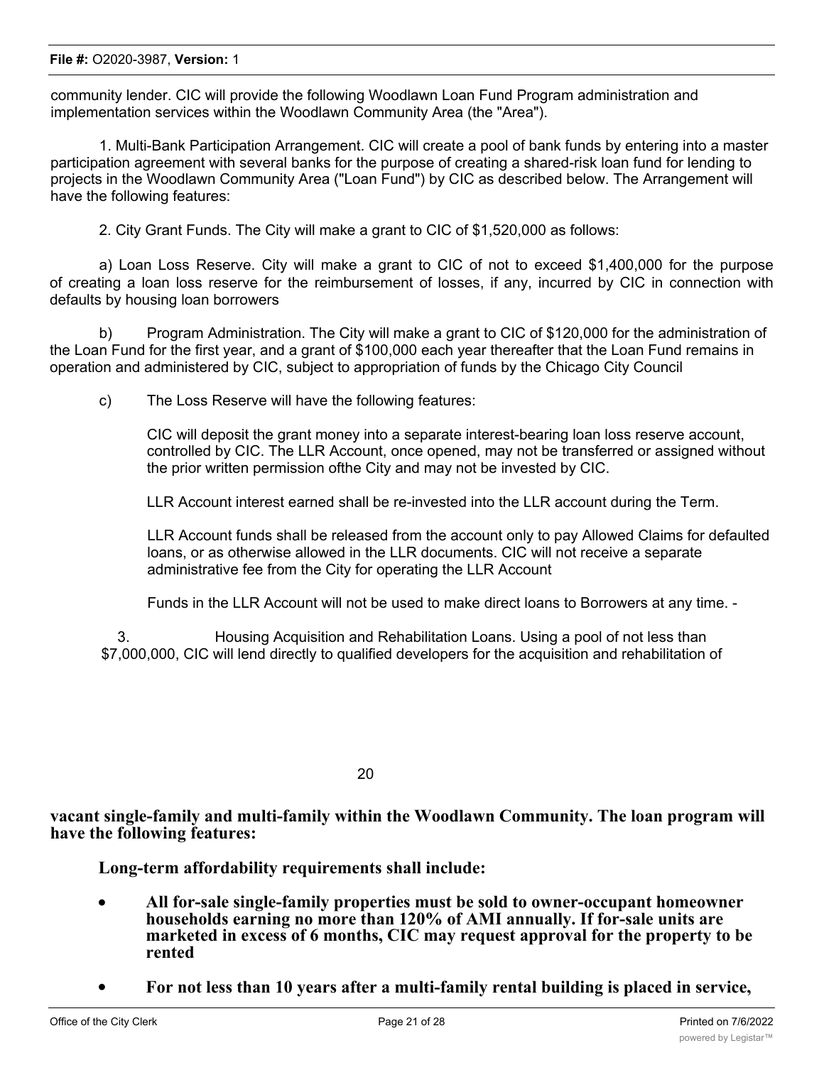community lender. CIC will provide the following Woodlawn Loan Fund Program administration and implementation services within the Woodlawn Community Area (the "Area").

1. Multi-Bank Participation Arrangement. CIC will create a pool of bank funds by entering into a master participation agreement with several banks for the purpose of creating a shared-risk loan fund for lending to projects in the Woodlawn Community Area ("Loan Fund") by CIC as described below. The Arrangement will have the following features:

2. City Grant Funds. The City will make a grant to CIC of $1,520,000 as follows:

a) Loan Loss Reserve. City will make a grant to CIC of not to exceed $1,400,000 for the purpose of creating a loan loss reserve for the reimbursement of losses, if any, incurred by CIC in connection with defaults by housing loan borrowers

b) Program Administration. The City will make a grant to CIC of $120,000 for the administration of the Loan Fund for the first year, and a grant of $100,000 each year thereafter that the Loan Fund remains in operation and administered by CIC, subject to appropriation of funds by the Chicago City Council

c) The Loss Reserve will have the following features:

CIC will deposit the grant money into a separate interest-bearing loan loss reserve account, controlled by CIC. The LLR Account, once opened, may not be transferred or assigned without the prior written permission ofthe City and may not be invested by CIC.

LLR Account interest earned shall be re-invested into the LLR account during the Term.

LLR Account funds shall be released from the account only to pay Allowed Claims for defaulted loans, or as otherwise allowed in the LLR documents. CIC will not receive a separate administrative fee from the City for operating the LLR Account

Funds in the LLR Account will not be used to make direct loans to Borrowers at any time. -

3. Housing Acquisition and Rehabilitation Loans. Using a pool of not less than $7,000,000, CIC will lend directly to qualified developers for the acquisition and rehabilitation of

**vacant single-family and multi-family within the Woodlawn Community. The loan program will have the following features:**

**Long-term affordability requirements shall include:**

- **All for-sale single-family properties must be sold to owner-occupant homeowner households earning no more than 120% of AMI annually. If for-sale units are marketed in excess of 6 months, CIC may request approval for the property to be rented**
- **For not less than 10 years after a multi-family rental building is placed in service,**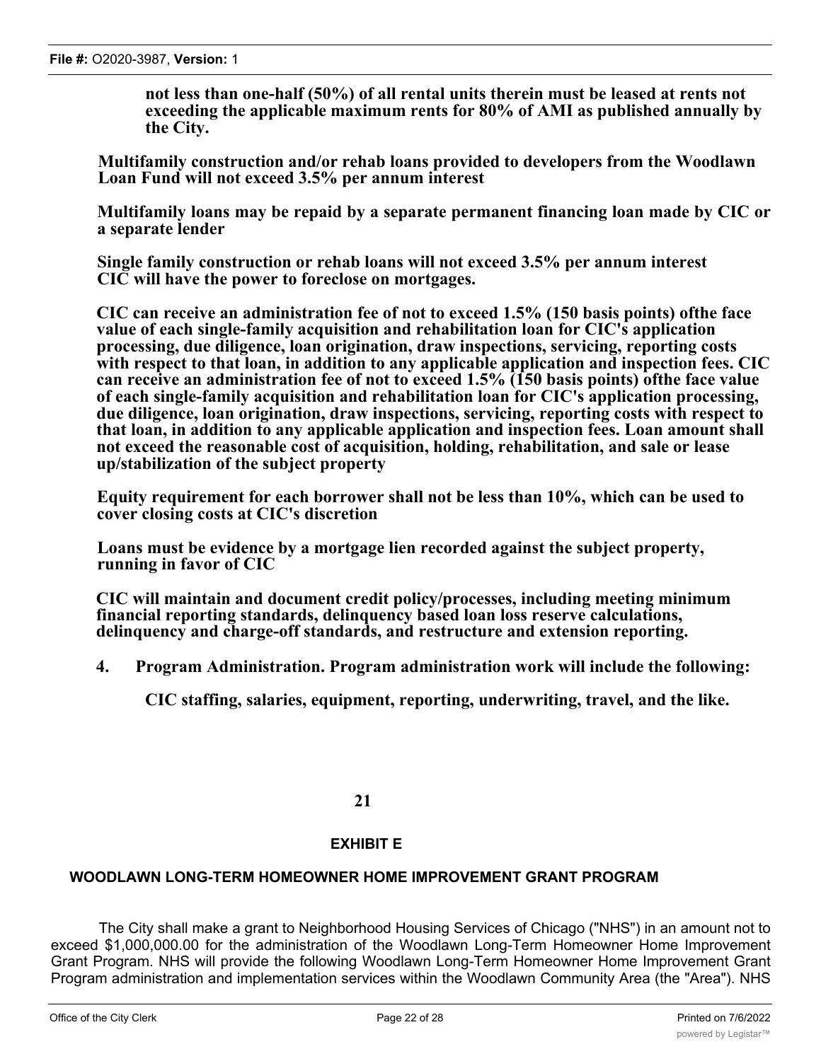**not less than one-half (50%) of all rental units therein must be leased at rents not exceeding the applicable maximum rents for 80% of AMI as published annually by the City.**

**Multifamily construction and/or rehab loans provided to developers from the Woodlawn Loan Fund will not exceed 3.5% per annum interest**

**Multifamily loans may be repaid by a separate permanent financing loan made by CIC or a separate lender**

**Single family construction or rehab loans will not exceed 3.5% per annum interest CIC will have the power to foreclose on mortgages.**

**CIC can receive an administration fee of not to exceed 1.5% (150 basis points) ofthe face value of each single-family acquisition and rehabilitation loan for CIC's application processing, due diligence, loan origination, draw inspections, servicing, reporting costs with respect to that loan, in addition to any applicable application and inspection fees. CIC can receive an administration fee of not to exceed 1.5% (150 basis points) ofthe face value of each single-family acquisition and rehabilitation loan for CIC's application processing, due diligence, loan origination, draw inspections, servicing, reporting costs with respect to that loan, in addition to any applicable application and inspection fees. Loan amount shall not exceed the reasonable cost of acquisition, holding, rehabilitation, and sale or lease up/stabilization of the subject property**

**Equity requirement for each borrower shall not be less than 10%, which can be used to cover closing costs at CIC's discretion**

**Loans must be evidence by a mortgage lien recorded against the subject property, running in favor of CIC**

**CIC will maintain and document credit policy/processes, including meeting minimum financial reporting standards, delinquency based loan loss reserve calculations, delinquency and charge-off standards, and restructure and extension reporting.**

**4. Program Administration. Program administration work will include the following:**

**CIC staffing, salaries, equipment, reporting, underwriting, travel, and the like.**

**21**

## EXHIBIT E

## WOODLAWN LONG-TERM HOMEOWNER HOME IMPROVEMENT GRANT PROGRAM

The City shall make a grant to Neighborhood Housing Services of Chicago ("NHS") in an amount not to exceed $1,000,000.00 for the administration of the Woodlawn Long-Term Homeowner Home Improvement Grant Program. NHS will provide the following Woodlawn Long-Term Homeowner Home Improvement Grant Program administration and implementation services within the Woodlawn Community Area (the "Area"). NHS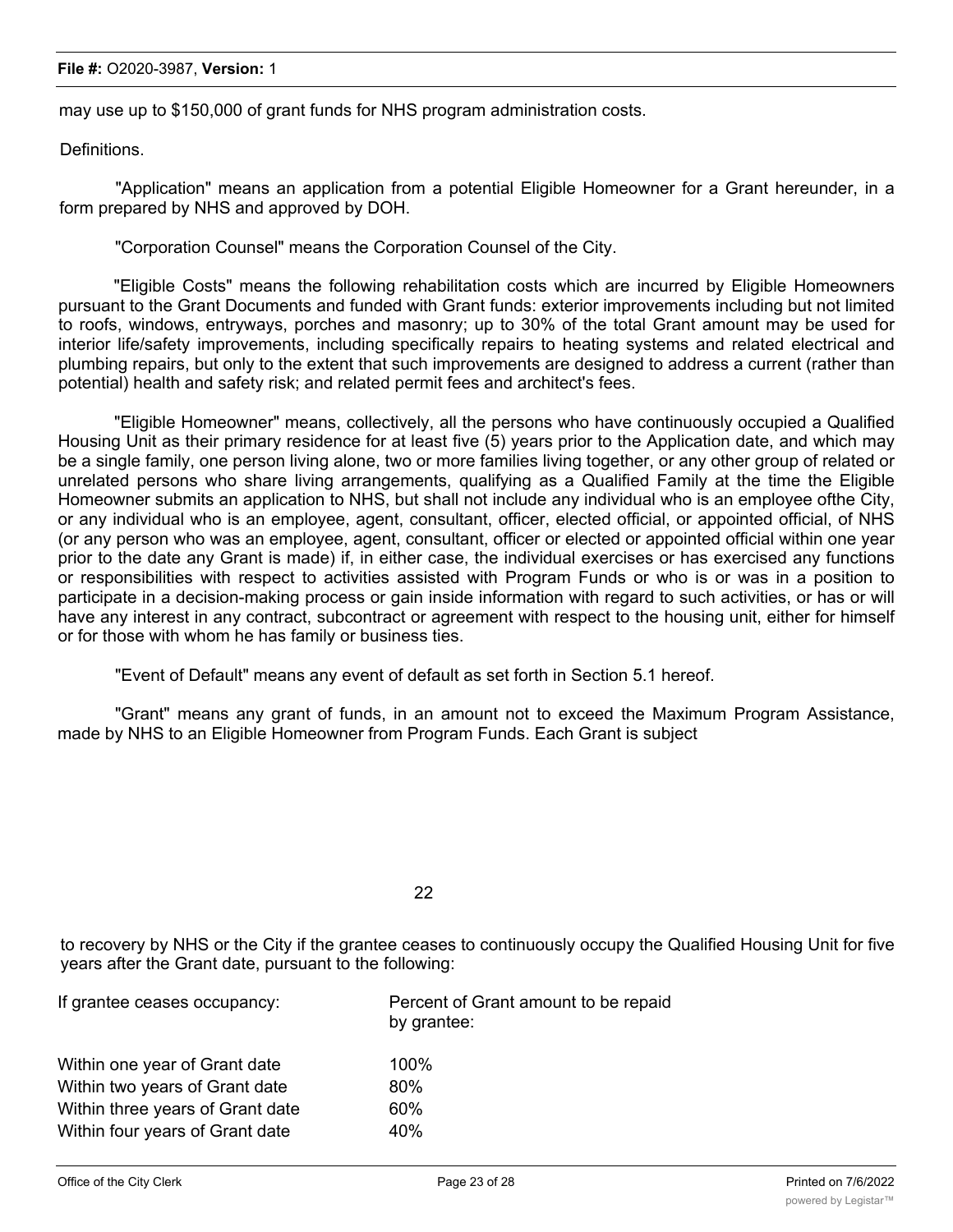may use up to $150,000 of grant funds for NHS program administration costs.

Definitions.

"Application" means an application from a potential Eligible Homeowner for a Grant hereunder, in a form prepared by NHS and approved by DOH.

"Corporation Counsel" means the Corporation Counsel of the City.

"Eligible Costs" means the following rehabilitation costs which are incurred by Eligible Homeowners pursuant to the Grant Documents and funded with Grant funds: exterior improvements including but not limited to roofs, windows, entryways, porches and masonry; up to 30% of the total Grant amount may be used for interior life/safety improvements, including specifically repairs to heating systems and related electrical and plumbing repairs, but only to the extent that such improvements are designed to address a current (rather than potential) health and safety risk; and related permit fees and architect's fees.

"Eligible Homeowner" means, collectively, all the persons who have continuously occupied a Qualified Housing Unit as their primary residence for at least five (5) years prior to the Application date, and which may be a single family, one person living alone, two or more families living together, or any other group of related or unrelated persons who share living arrangements, qualifying as a Qualified Family at the time the Eligible Homeowner submits an application to NHS, but shall not include any individual who is an employee ofthe City, or any individual who is an employee, agent, consultant, officer, elected official, or appointed official, of NHS (or any person who was an employee, agent, consultant, officer or elected or appointed official within one year prior to the date any Grant is made) if, in either case, the individual exercises or has exercised any functions or responsibilities with respect to activities assisted with Program Funds or who is or was in a position to participate in a decision-making process or gain inside information with regard to such activities, or has or will have any interest in any contract, subcontract or agreement with respect to the housing unit, either for himself or for those with whom he has family or business ties.

"Event of Default" means any event of default as set forth in Section 5.1 hereof.

"Grant" means any grant of funds, in an amount not to exceed the Maximum Program Assistance, made by NHS to an Eligible Homeowner from Program Funds. Each Grant is subject to recovery by NHS or the City if the grantee ceases to continuously occupy the Qualified Housing Unit for five years after the Grant date, pursuant to the following:

| If grantee ceases occupancy: | Percent of Grant amount to be repaid by grantee: |
|---|---|
| Within one year of Grant date | 100% |
| Within two years of Grant date | 80% |
| Within three years of Grant date | 60% |
| Within four years of Grant date | 40% |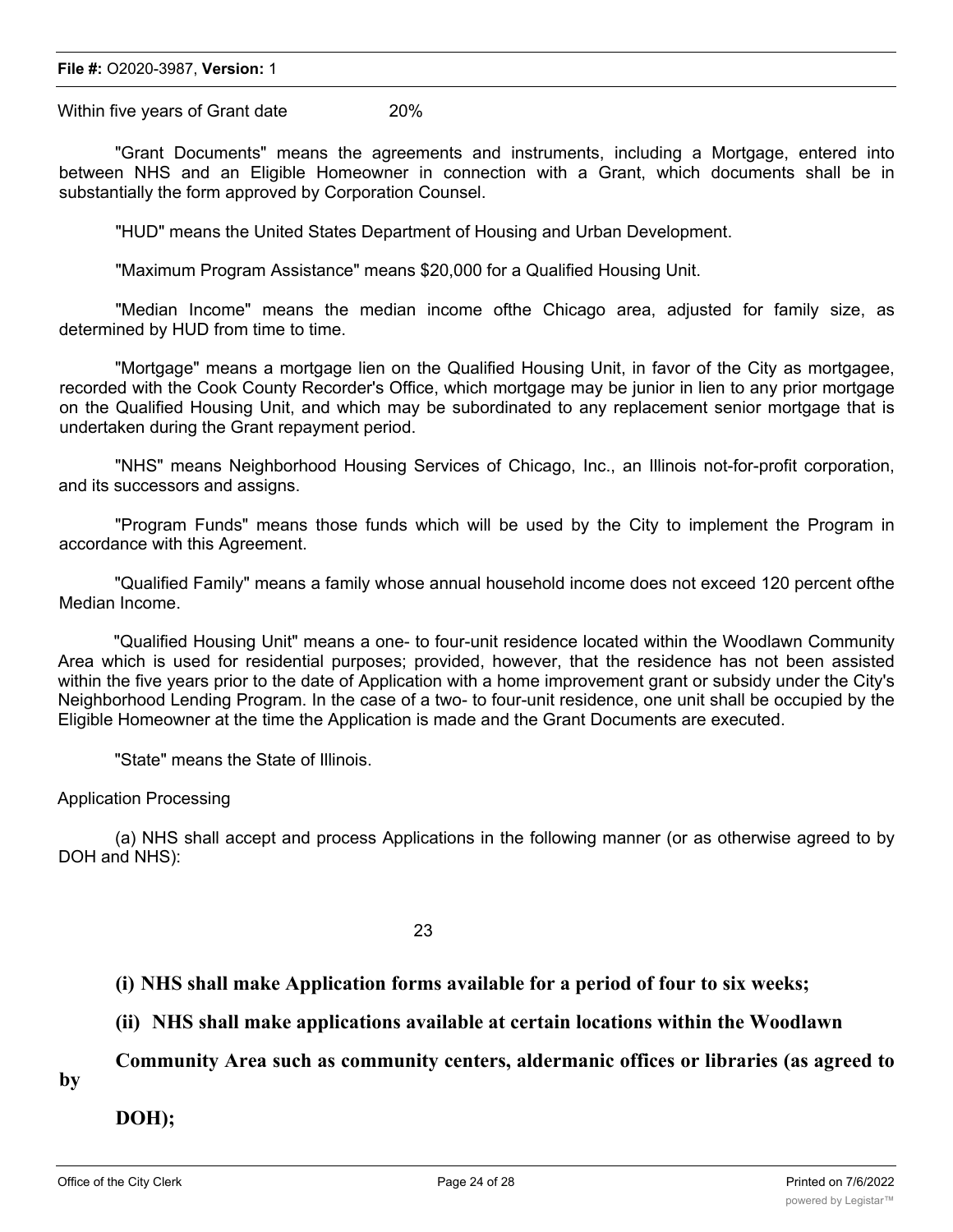Within five years of Grant date 20%

"Grant Documents" means the agreements and instruments, including a Mortgage, entered into between NHS and an Eligible Homeowner in connection with a Grant, which documents shall be in substantially the form approved by Corporation Counsel.

"HUD" means the United States Department of Housing and Urban Development.

"Maximum Program Assistance" means $20,000 for a Qualified Housing Unit.

"Median Income" means the median income ofthe Chicago area, adjusted for family size, as determined by HUD from time to time.

"Mortgage" means a mortgage lien on the Qualified Housing Unit, in favor of the City as mortgagee, recorded with the Cook County Recorder's Office, which mortgage may be junior in lien to any prior mortgage on the Qualified Housing Unit, and which may be subordinated to any replacement senior mortgage that is undertaken during the Grant repayment period.

"NHS" means Neighborhood Housing Services of Chicago, Inc., an Illinois not-for-profit corporation, and its successors and assigns.

"Program Funds" means those funds which will be used by the City to implement the Program in accordance with this Agreement.

"Qualified Family" means a family whose annual household income does not exceed 120 percent ofthe Median Income.

"Qualified Housing Unit" means a one- to four-unit residence located within the Woodlawn Community Area which is used for residential purposes; provided, however, that the residence has not been assisted within the five years prior to the date of Application with a home improvement grant or subsidy under the City's Neighborhood Lending Program. In the case of a two- to four-unit residence, one unit shall be occupied by the Eligible Homeowner at the time the Application is made and the Grant Documents are executed.

"State" means the State of Illinois.

Application Processing

(a) NHS shall accept and process Applications in the following manner (or as otherwise agreed to by DOH and NHS):

**(i) NHS shall make Application forms available for a period of four to six weeks;**

**(ii) NHS shall make applications available at certain locations within the Woodlawn Community Area such as community centers, aldermanic offices or libraries (as agreed to by DOH);**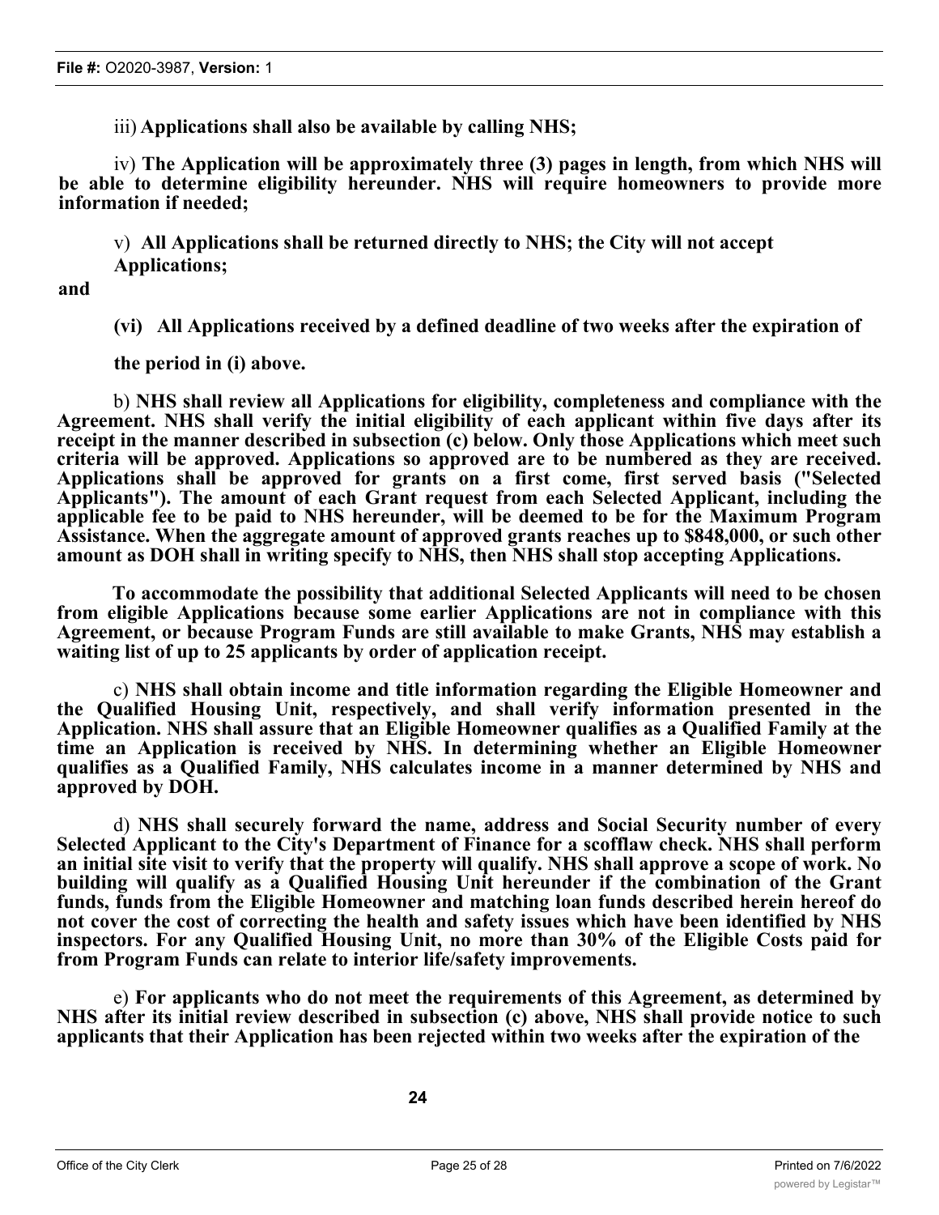iii) **Applications shall also be available by calling NHS;**

iv) **The Application will be approximately three (3) pages in length, from which NHS will be able to determine eligibility hereunder. NHS will require homeowners to provide more information if needed;**

v) **All Applications shall be returned directly to NHS; the City will not accept Applications;**

**and**

**(vi) All Applications received by a defined deadline of two weeks after the expiration of the period in (i) above.**

b) **NHS shall review all Applications for eligibility, completeness and compliance with the Agreement. NHS shall verify the initial eligibility of each applicant within five days after its receipt in the manner described in subsection (c) below. Only those Applications which meet such criteria will be approved. Applications so approved are to be numbered as they are received. Applications shall be approved for grants on a first come, first served basis ("Selected Applicants"). The amount of each Grant request from each Selected Applicant, including the applicable fee to be paid to NHS hereunder, will be deemed to be for the Maximum Program Assistance. When the aggregate amount of approved grants reaches up to $848,000, or such other amount as DOH shall in writing specify to NHS, then NHS shall stop accepting Applications.**

**To accommodate the possibility that additional Selected Applicants will need to be chosen from eligible Applications because some earlier Applications are not in compliance with this Agreement, or because Program Funds are still available to make Grants, NHS may establish a waiting list of up to 25 applicants by order of application receipt.**

c) **NHS shall obtain income and title information regarding the Eligible Homeowner and the Qualified Housing Unit, respectively, and shall verify information presented in the Application. NHS shall assure that an Eligible Homeowner qualifies as a Qualified Family at the time an Application is received by NHS. In determining whether an Eligible Homeowner qualifies as a Qualified Family, NHS calculates income in a manner determined by NHS and approved by DOH.**

d) **NHS shall securely forward the name, address and Social Security number of every Selected Applicant to the City's Department of Finance for a scofflaw check. NHS shall perform an initial site visit to verify that the property will qualify. NHS shall approve a scope of work. No building will qualify as a Qualified Housing Unit hereunder if the combination of the Grant funds, funds from the Eligible Homeowner and matching loan funds described herein hereof do not cover the cost of correcting the health and safety issues which have been identified by NHS inspectors. For any Qualified Housing Unit, no more than 30% of the Eligible Costs paid for from Program Funds can relate to interior life/safety improvements.**

e) **For applicants who do not meet the requirements of this Agreement, as determined by NHS after its initial review described in subsection (c) above, NHS shall provide notice to such applicants that their Application has been rejected within two weeks after the expiration of the**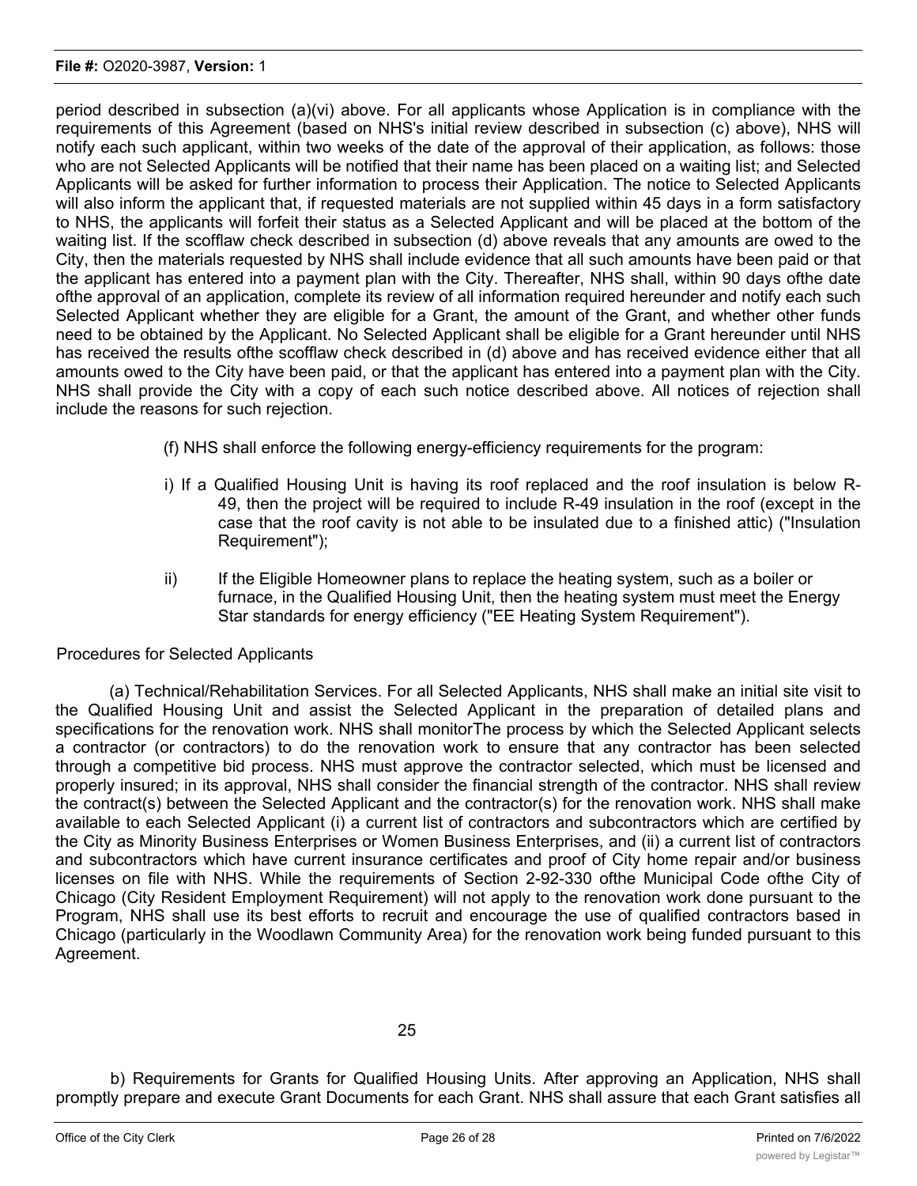period described in subsection (a)(vi) above. For all applicants whose Application is in compliance with the requirements of this Agreement (based on NHS's initial review described in subsection (c) above), NHS will notify each such applicant, within two weeks of the date of the approval of their application, as follows: those who are not Selected Applicants will be notified that their name has been placed on a waiting list; and Selected Applicants will be asked for further information to process their Application. The notice to Selected Applicants will also inform the applicant that, if requested materials are not supplied within 45 days in a form satisfactory to NHS, the applicants will forfeit their status as a Selected Applicant and will be placed at the bottom of the waiting list. If the scofflaw check described in subsection (d) above reveals that any amounts are owed to the City, then the materials requested by NHS shall include evidence that all such amounts have been paid or that the applicant has entered into a payment plan with the City. Thereafter, NHS shall, within 90 days ofthe date ofthe approval of an application, complete its review of all information required hereunder and notify each such Selected Applicant whether they are eligible for a Grant, the amount of the Grant, and whether other funds need to be obtained by the Applicant. No Selected Applicant shall be eligible for a Grant hereunder until NHS has received the results ofthe scofflaw check described in (d) above and has received evidence either that all amounts owed to the City have been paid, or that the applicant has entered into a payment plan with the City. NHS shall provide the City with a copy of each such notice described above. All notices of rejection shall include the reasons for such rejection.

(f) NHS shall enforce the following energy-efficiency requirements for the program:

i) If a Qualified Housing Unit is having its roof replaced and the roof insulation is below R-49, then the project will be required to include R-49 insulation in the roof (except in the case that the roof cavity is not able to be insulated due to a finished attic) ("Insulation Requirement");

ii) If the Eligible Homeowner plans to replace the heating system, such as a boiler or furnace, in the Qualified Housing Unit, then the heating system must meet the Energy Star standards for energy efficiency ("EE Heating System Requirement").

Procedures for Selected Applicants

(a) Technical/Rehabilitation Services. For all Selected Applicants, NHS shall make an initial site visit to the Qualified Housing Unit and assist the Selected Applicant in the preparation of detailed plans and specifications for the renovation work. NHS shall monitorThe process by which the Selected Applicant selects a contractor (or contractors) to do the renovation work to ensure that any contractor has been selected through a competitive bid process. NHS must approve the contractor selected, which must be licensed and properly insured; in its approval, NHS shall consider the financial strength of the contractor. NHS shall review the contract(s) between the Selected Applicant and the contractor(s) for the renovation work. NHS shall make available to each Selected Applicant (i) a current list of contractors and subcontractors which are certified by the City as Minority Business Enterprises or Women Business Enterprises, and (ii) a current list of contractors and subcontractors which have current insurance certificates and proof of City home repair and/or business licenses on file with NHS. While the requirements of Section 2-92-330 ofthe Municipal Code ofthe City of Chicago (City Resident Employment Requirement) will not apply to the renovation work done pursuant to the Program, NHS shall use its best efforts to recruit and encourage the use of qualified contractors based in Chicago (particularly in the Woodlawn Community Area) for the renovation work being funded pursuant to this Agreement.

b) Requirements for Grants for Qualified Housing Units. After approving an Application, NHS shall promptly prepare and execute Grant Documents for each Grant. NHS shall assure that each Grant satisfies all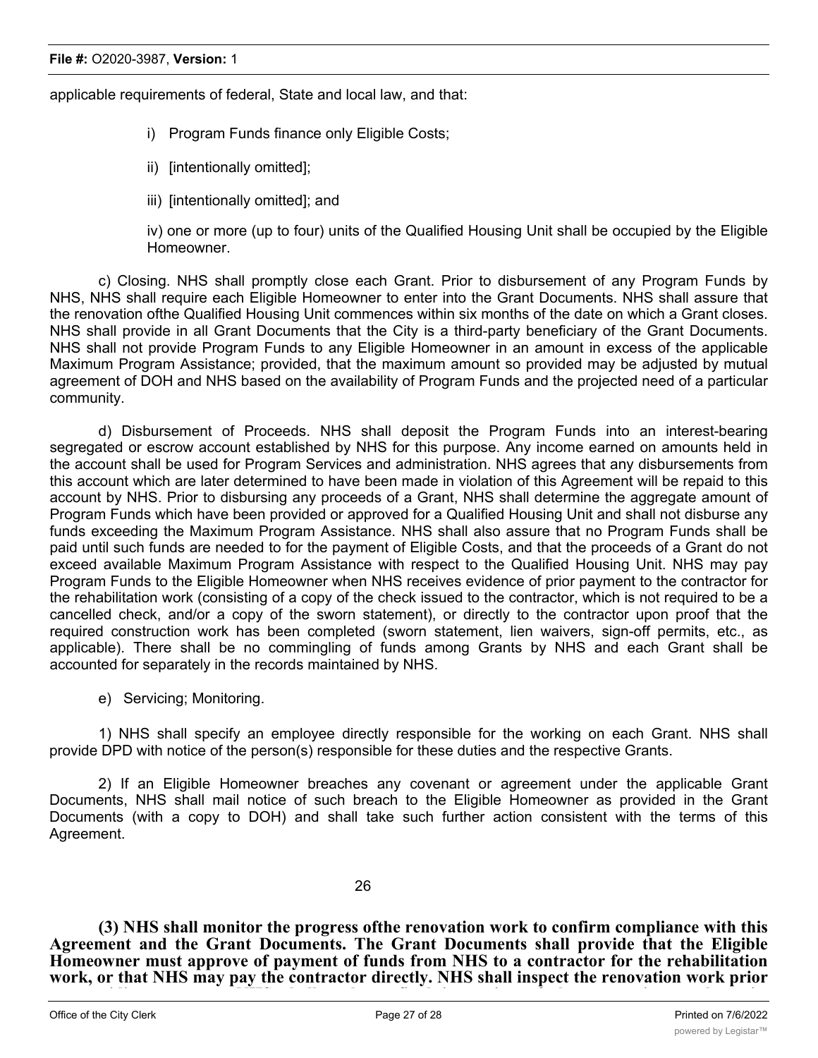applicable requirements of federal, State and local law, and that:

i) Program Funds finance only Eligible Costs;

ii) [intentionally omitted];

iii) [intentionally omitted]; and

iv) one or more (up to four) units of the Qualified Housing Unit shall be occupied by the Eligible Homeowner.

c) Closing. NHS shall promptly close each Grant. Prior to disbursement of any Program Funds by NHS, NHS shall require each Eligible Homeowner to enter into the Grant Documents. NHS shall assure that the renovation ofthe Qualified Housing Unit commences within six months of the date on which a Grant closes. NHS shall provide in all Grant Documents that the City is a third-party beneficiary of the Grant Documents. NHS shall not provide Program Funds to any Eligible Homeowner in an amount in excess of the applicable Maximum Program Assistance; provided, that the maximum amount so provided may be adjusted by mutual agreement of DOH and NHS based on the availability of Program Funds and the projected need of a particular community.

d) Disbursement of Proceeds. NHS shall deposit the Program Funds into an interest-bearing segregated or escrow account established by NHS for this purpose. Any income earned on amounts held in the account shall be used for Program Services and administration. NHS agrees that any disbursements from this account which are later determined to have been made in violation of this Agreement will be repaid to this account by NHS. Prior to disbursing any proceeds of a Grant, NHS shall determine the aggregate amount of Program Funds which have been provided or approved for a Qualified Housing Unit and shall not disburse any funds exceeding the Maximum Program Assistance. NHS shall also assure that no Program Funds shall be paid until such funds are needed to for the payment of Eligible Costs, and that the proceeds of a Grant do not exceed available Maximum Program Assistance with respect to the Qualified Housing Unit. NHS may pay Program Funds to the Eligible Homeowner when NHS receives evidence of prior payment to the contractor for the rehabilitation work (consisting of a copy of the check issued to the contractor, which is not required to be a cancelled check, and/or a copy of the sworn statement), or directly to the contractor upon proof that the required construction work has been completed (sworn statement, lien waivers, sign-off permits, etc., as applicable). There shall be no commingling of funds among Grants by NHS and each Grant shall be accounted for separately in the records maintained by NHS.

e) Servicing; Monitoring.

1) NHS shall specify an employee directly responsible for the working on each Grant. NHS shall provide DPD with notice of the person(s) responsible for these duties and the respective Grants.

2) If an Eligible Homeowner breaches any covenant or agreement under the applicable Grant Documents, NHS shall mail notice of such breach to the Eligible Homeowner as provided in the Grant Documents (with a copy to DOH) and shall take such further action consistent with the terms of this Agreement.

**(3) NHS shall monitor the progress ofthe renovation work to confirm compliance with this Agreement and the Grant Documents. The Grant Documents shall provide that the Eligible Homeowner must approve of payment of funds from NHS to a contractor for the rehabilitation work, or that NHS may pay the contractor directly. NHS shall inspect the renovation work prior**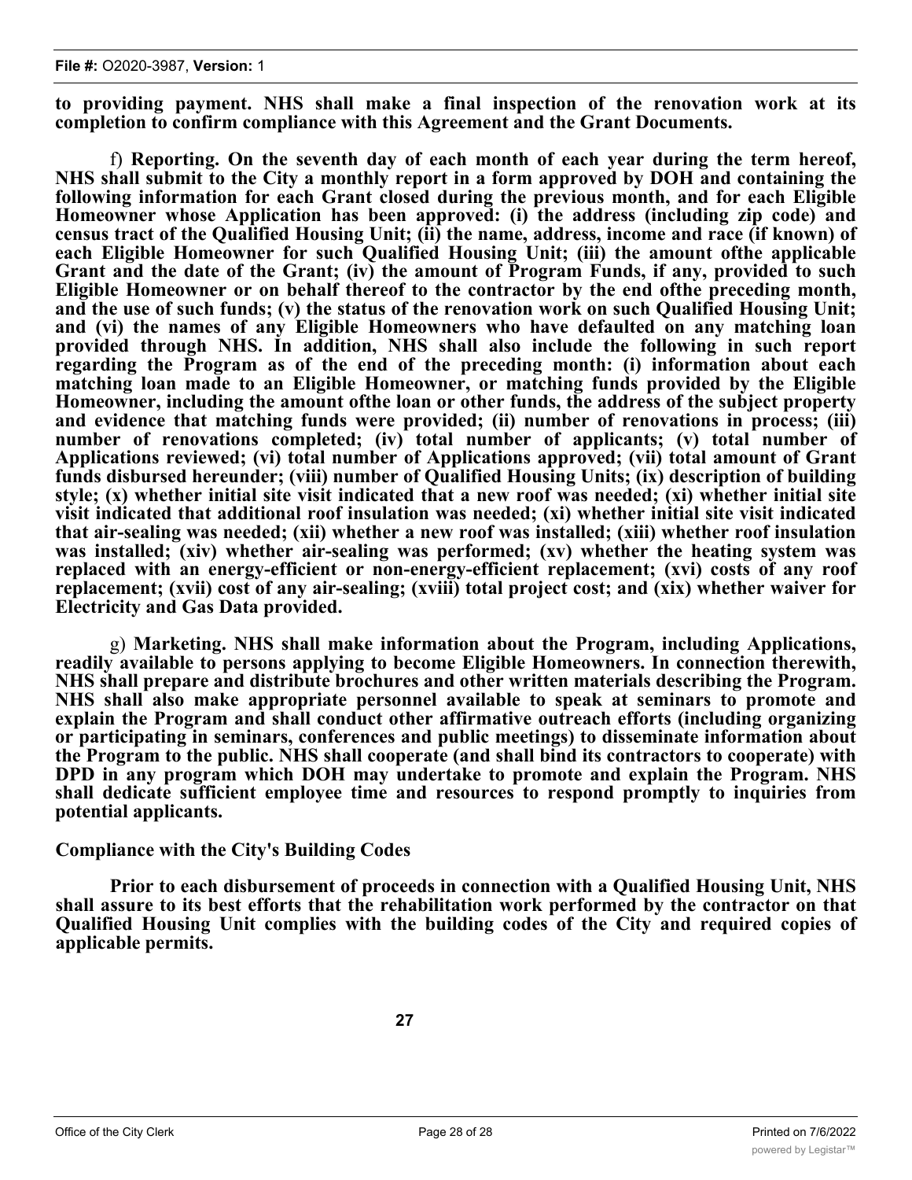**to providing payment. NHS shall make a final inspection of the renovation work at its completion to confirm compliance with this Agreement and the Grant Documents.**

f) **Reporting. On the seventh day of each month of each year during the term hereof, NHS shall submit to the City a monthly report in a form approved by DOH and containing the following information for each Grant closed during the previous month, and for each Eligible Homeowner whose Application has been approved: (i) the address (including zip code) and census tract of the Qualified Housing Unit; (ii) the name, address, income and race (if known) of each Eligible Homeowner for such Qualified Housing Unit; (iii) the amount ofthe applicable Grant and the date of the Grant; (iv) the amount of Program Funds, if any, provided to such Eligible Homeowner or on behalf thereof to the contractor by the end ofthe preceding month, and the use of such funds; (v) the status of the renovation work on such Qualified Housing Unit; and (vi) the names of any Eligible Homeowners who have defaulted on any matching loan provided through NHS. In addition, NHS shall also include the following in such report regarding the Program as of the end of the preceding month: (i) information about each matching loan made to an Eligible Homeowner, or matching funds provided by the Eligible Homeowner, including the amount ofthe loan or other funds, the address of the subject property and evidence that matching funds were provided; (ii) number of renovations in process; (iii) number of renovations completed; (iv) total number of applicants; (v) total number of Applications reviewed; (vi) total number of Applications approved; (vii) total amount of Grant funds disbursed hereunder; (viii) number of Qualified Housing Units; (ix) description of building style; (x) whether initial site visit indicated that a new roof was needed; (xi) whether initial site visit indicated that additional roof insulation was needed; (xi) whether initial site visit indicated that air-sealing was needed; (xii) whether a new roof was installed; (xiii) whether roof insulation was installed; (xiv) whether air-sealing was performed; (xv) whether the heating system was replaced with an energy-efficient or non-energy-efficient replacement; (xvi) costs of any roof replacement; (xvii) cost of any air-sealing; (xviii) total project cost; and (xix) whether waiver for Electricity and Gas Data provided.**

g) **Marketing. NHS shall make information about the Program, including Applications, readily available to persons applying to become Eligible Homeowners. In connection therewith, NHS shall prepare and distribute brochures and other written materials describing the Program. NHS shall also make appropriate personnel available to speak at seminars to promote and explain the Program and shall conduct other affirmative outreach efforts (including organizing or participating in seminars, conferences and public meetings) to disseminate information about the Program to the public. NHS shall cooperate (and shall bind its contractors to cooperate) with DPD in any program which DOH may undertake to promote and explain the Program. NHS shall dedicate sufficient employee time and resources to respond promptly to inquiries from potential applicants.**

**Compliance with the City's Building Codes**

**Prior to each disbursement of proceeds in connection with a Qualified Housing Unit, NHS shall assure to its best efforts that the rehabilitation work performed by the contractor on that Qualified Housing Unit complies with the building codes of the City and required copies of applicable permits.**